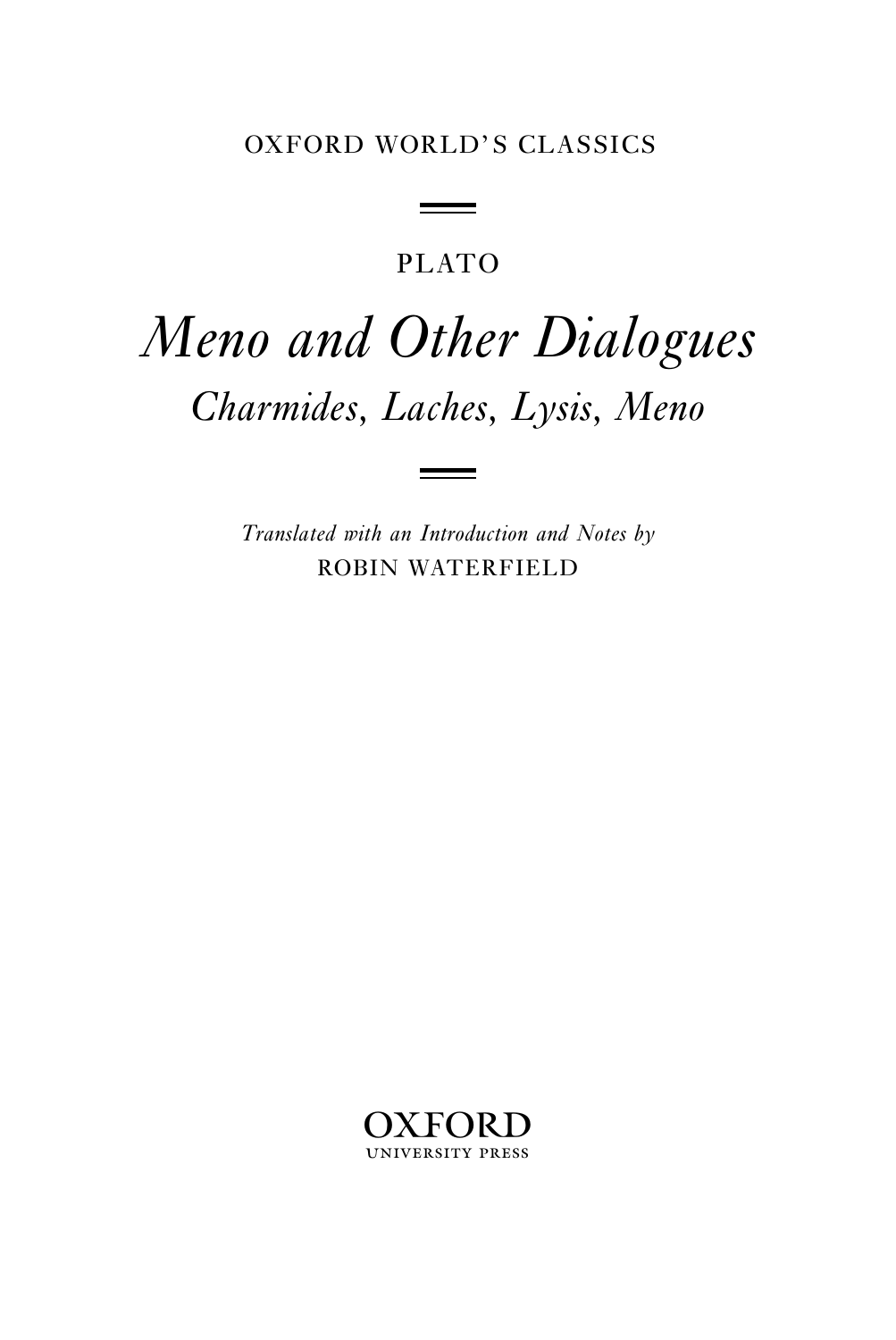OXFORD WORLD'S CLASSICS

PLATO

# *Meno and Other Dialogues*

## *Charmides, Laches, Lysis, Meno*

*Translated with an Introduction and Notes by*
ROBIN WATERFIELD

OXFORD
UNIVERSITY PRESS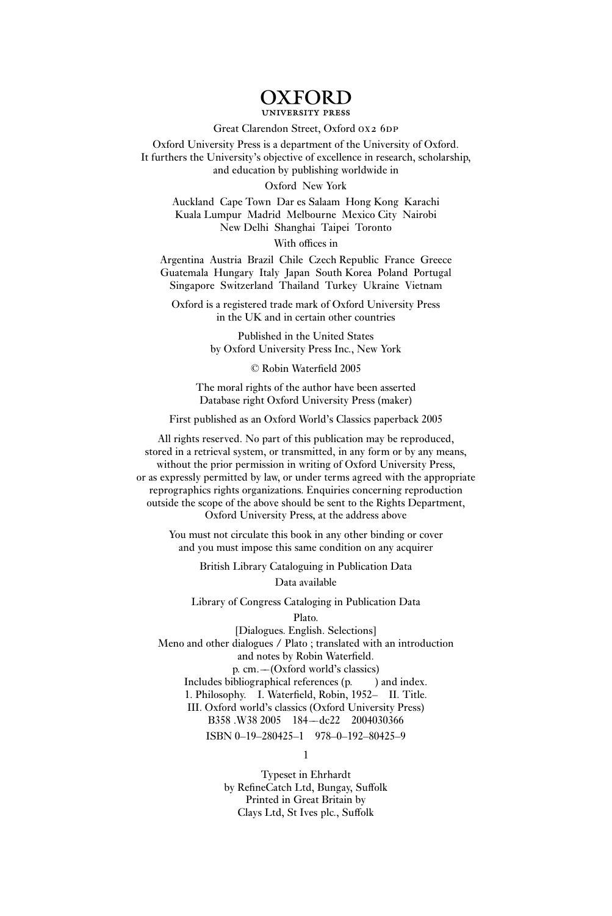# OXFORD

UNIVERSITY PRESS

Great Clarendon Street, Oxford OX2 6DP

Oxford University Press is a department of the University of Oxford.
It furthers the University's objective of excellence in research, scholarship,
and education by publishing worldwide in

Oxford New York

Auckland Cape Town Dar es Salaam Hong Kong Karachi
Kuala Lumpur Madrid Melbourne Mexico City Nairobi
New Delhi Shanghai Taipei Toronto

With offices in

Argentina Austria Brazil Chile Czech Republic France Greece
Guatemala Hungary Italy Japan South Korea Poland Portugal
Singapore Switzerland Thailand Turkey Ukraine Vietnam

Oxford is a registered trade mark of Oxford University Press
in the UK and in certain other countries

Published in the United States
by Oxford University Press Inc., New York

© Robin Waterfield 2005

The moral rights of the author have been asserted
Database right Oxford University Press (maker)

First published as an Oxford World's Classics paperback 2005

All rights reserved. No part of this publication may be reproduced,
stored in a retrieval system, or transmitted, in any form or by any means,
without the prior permission in writing of Oxford University Press,
or as expressly permitted by law, or under terms agreed with the appropriate
reprographics rights organizations. Enquiries concerning reproduction
outside the scope of the above should be sent to the Rights Department,
Oxford University Press, at the address above

You must not circulate this book in any other binding or cover
and you must impose this same condition on any acquirer

British Library Cataloguing in Publication Data

Data available

Library of Congress Cataloging in Publication Data

Plato.

[Dialogues. English. Selections]

Meno and other dialogues / Plato ; translated with an introduction
and notes by Robin Waterfield.

p. cm.—(Oxford world's classics)

Includes bibliographical references (p. ) and index.

1. Philosophy. I. Waterfield, Robin, 1952– II. Title.

III. Oxford world's classics (Oxford University Press)

B358 .W38 2005 184—dc22 2004030366

ISBN 0–19–280425–1 978–0–192–80425–9

1

Typeset in Ehrhardt
by RefineCatch Ltd, Bungay, Suffolk
Printed in Great Britain by
Clays Ltd, St Ives plc., Suffolk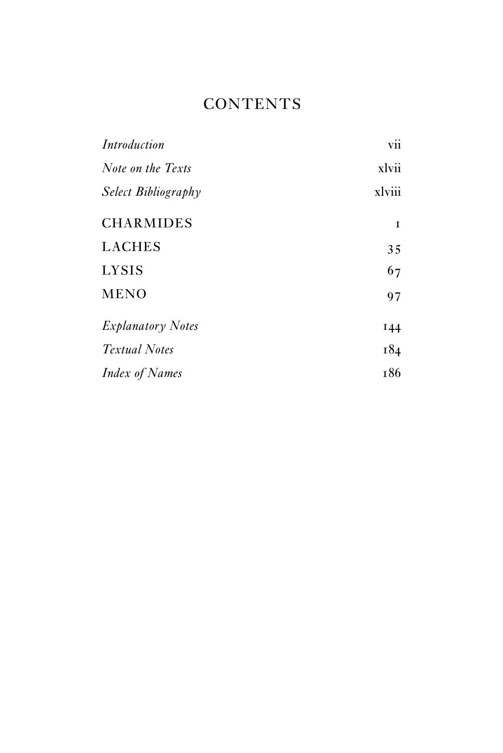# CONTENTS

| | |
|---|---|
| *Introduction* | vii |
| *Note on the Texts* | xlvii |
| *Select Bibliography* | xlviii |
| CHARMIDES | 1 |
| LACHES | 35 |
| LYSIS | 67 |
| MENO | 97 |
| *Explanatory Notes* | 144 |
| *Textual Notes* | 184 |
| *Index of Names* | 186 |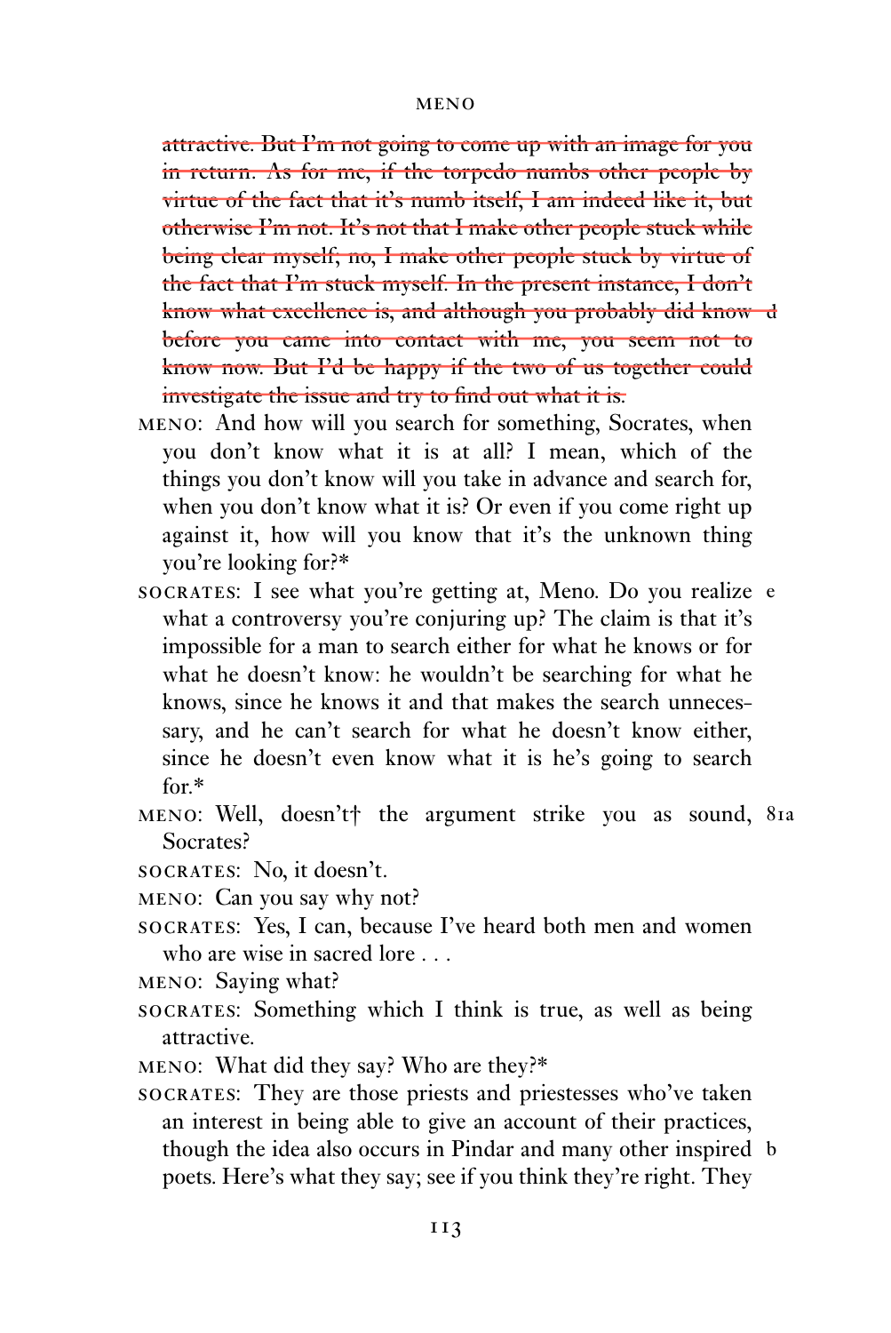~~attractive. But I'm not going to come up with an image for you in return. As for me, if the torpedo numbs other people by virtue of the fact that it's numb itself, I am indeed like it, but otherwise I'm not. It's not that I make other people stuck while being clear myself; no, I make other people stuck by virtue of the fact that I'm stuck myself. In the present instance, I don't know what excellence is, and although you probably did know before you came into contact with me, you seem not to know now. But I'd be happy if the two of us together could investigate the issue and try to find out what it is.~~

MENO: And how will you search for something, Socrates, when you don't know what it is at all? I mean, which of the things you don't know will you take in advance and search for, when you don't know what it is? Or even if you come right up against it, how will you know that it's the unknown thing you're looking for?*

SOCRATES: I see what you're getting at, Meno. Do you realize what a controversy you're conjuring up? The claim is that it's impossible for a man to search either for what he knows or for what he doesn't know: he wouldn't be searching for what he knows, since he knows it and that makes the search unnecessary, and he can't search for what he doesn't know either, since he doesn't even know what it is he's going to search for.*

MENO: Well, doesn't† the argument strike you as sound, Socrates?

SOCRATES: No, it doesn't.

MENO: Can you say why not?

SOCRATES: Yes, I can, because I've heard both men and women who are wise in sacred lore . . .

MENO: Saying what?

SOCRATES: Something which I think is true, as well as being attractive.

MENO: What did they say? Who are they?*

SOCRATES: They are those priests and priestesses who've taken an interest in being able to give an account of their practices, though the idea also occurs in Pindar and many other inspired poets. Here's what they say; see if you think they're right. They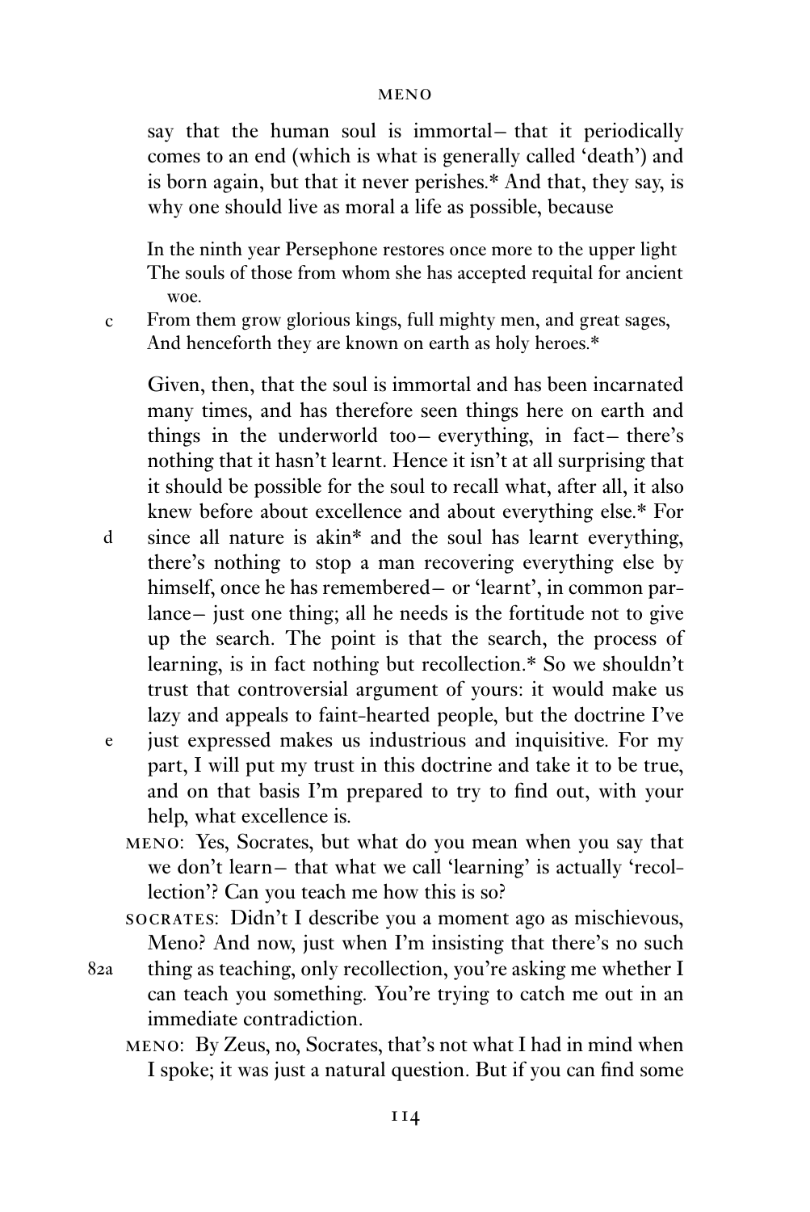say that the human soul is immortal— that it periodically comes to an end (which is what is generally called 'death') and is born again, but that it never perishes.* And that, they say, is why one should live as moral a life as possible, because

> In the ninth year Persephone restores once more to the upper light
> The souls of those from whom she has accepted requital for ancient woe.
> c From them grow glorious kings, full mighty men, and great sages,
> And henceforth they are known on earth as holy heroes.*

Given, then, that the soul is immortal and has been incarnated many times, and has therefore seen things here on earth and things in the underworld too— everything, in fact— there's nothing that it hasn't learnt. Hence it isn't at all surprising that it should be possible for the soul to recall what, after all, it also knew before about excellence and about everything else.* For d since all nature is akin* and the soul has learnt everything, there's nothing to stop a man recovering everything else by himself, once he has remembered— or 'learnt', in common parlance— just one thing; all he needs is the fortitude not to give up the search. The point is that the search, the process of learning, is in fact nothing but recollection.* So we shouldn't trust that controversial argument of yours: it would make us lazy and appeals to faint-hearted people, but the doctrine I've e just expressed makes us industrious and inquisitive. For my part, I will put my trust in this doctrine and take it to be true, and on that basis I'm prepared to try to find out, with your help, what excellence is.

MENO: Yes, Socrates, but what do you mean when you say that we don't learn— that what we call 'learning' is actually 'recollection'? Can you teach me how this is so?

SOCRATES: Didn't I describe you a moment ago as mischievous, Meno? And now, just when I'm insisting that there's no such 82a thing as teaching, only recollection, you're asking me whether I can teach you something. You're trying to catch me out in an immediate contradiction.

MENO: By Zeus, no, Socrates, that's not what I had in mind when I spoke; it was just a natural question. But if you can find some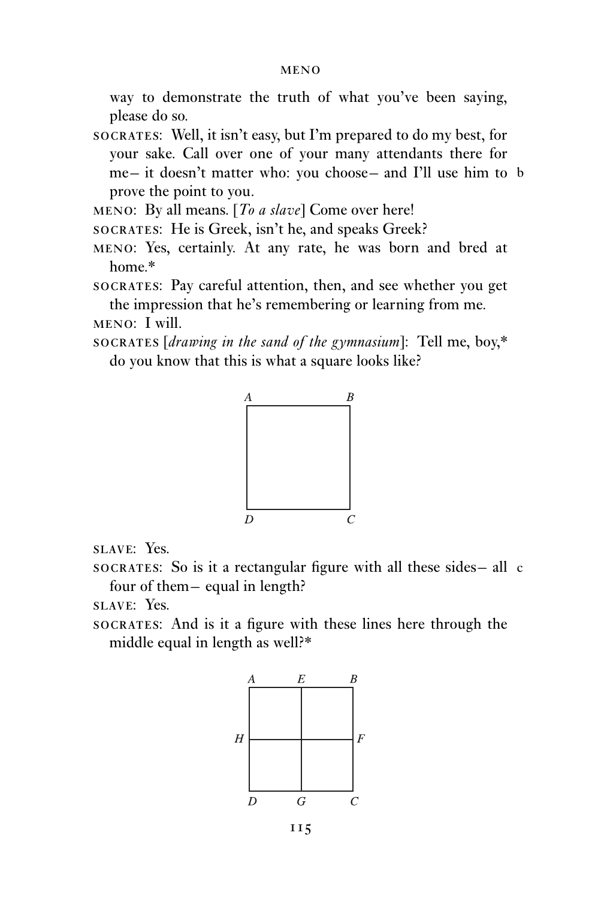way to demonstrate the truth of what you've been saying, please do so.

SOCRATES: Well, it isn't easy, but I'm prepared to do my best, for your sake. Call over one of your many attendants there for me— it doesn't matter who: you choose— and I'll use him to prove the point to you. b

MENO: By all means. [*To a slave*] Come over here!

SOCRATES: He is Greek, isn't he, and speaks Greek?

MENO: Yes, certainly. At any rate, he was born and bred at home.*

SOCRATES: Pay careful attention, then, and see whether you get the impression that he's remembering or learning from me.

MENO: I will.

SOCRATES [*drawing in the sand of the gymnasium*]: Tell me, boy,* do you know that this is what a square looks like?

SLAVE: Yes.

SOCRATES: So is it a rectangular figure with all these sides— all four of them— equal in length? c

SLAVE: Yes.

SOCRATES: And is it a figure with these lines here through the middle equal in length as well?*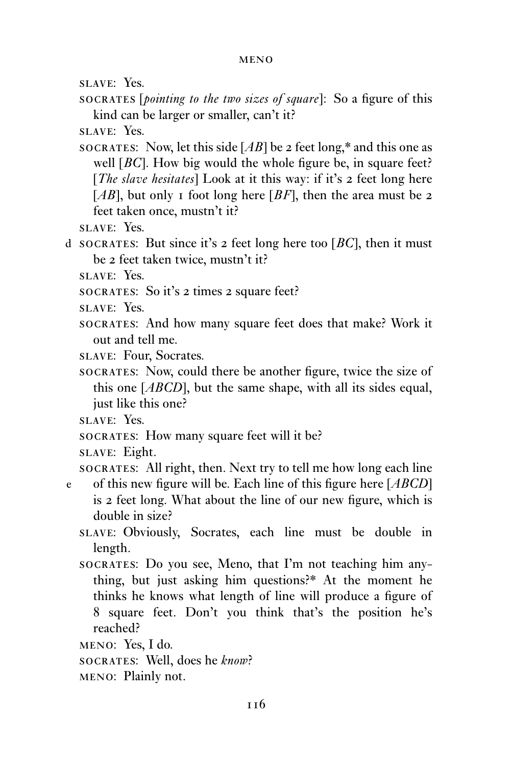SLAVE: Yes.

SOCRATES [*pointing to the two sizes of square*]: So a figure of this kind can be larger or smaller, can't it?

SLAVE: Yes.

SOCRATES: Now, let this side [*AB*] be 2 feet long,* and this one as well [*BC*]. How big would the whole figure be, in square feet? [*The slave hesitates*] Look at it this way: if it's 2 feet long here [*AB*], but only 1 foot long here [*BF*], then the area must be 2 feet taken once, mustn't it?

SLAVE: Yes.

d SOCRATES: But since it's 2 feet long here too [*BC*], then it must be 2 feet taken twice, mustn't it?

SLAVE: Yes.

SOCRATES: So it's 2 times 2 square feet?

SLAVE: Yes.

SOCRATES: And how many square feet does that make? Work it out and tell me.

SLAVE: Four, Socrates.

SOCRATES: Now, could there be another figure, twice the size of this one [*ABCD*], but the same shape, with all its sides equal, just like this one?

SLAVE: Yes.

SOCRATES: How many square feet will it be?

SLAVE: Eight.

SOCRATES: All right, then. Next try to tell me how long each line

e of this new figure will be. Each line of this figure here [*ABCD*] is 2 feet long. What about the line of our new figure, which is double in size?

SLAVE: Obviously, Socrates, each line must be double in length.

SOCRATES: Do you see, Meno, that I'm not teaching him anything, but just asking him questions?* At the moment he thinks he knows what length of line will produce a figure of 8 square feet. Don't you think that's the position he's reached?

MENO: Yes, I do.

SOCRATES: Well, does he *know*?

MENO: Plainly not.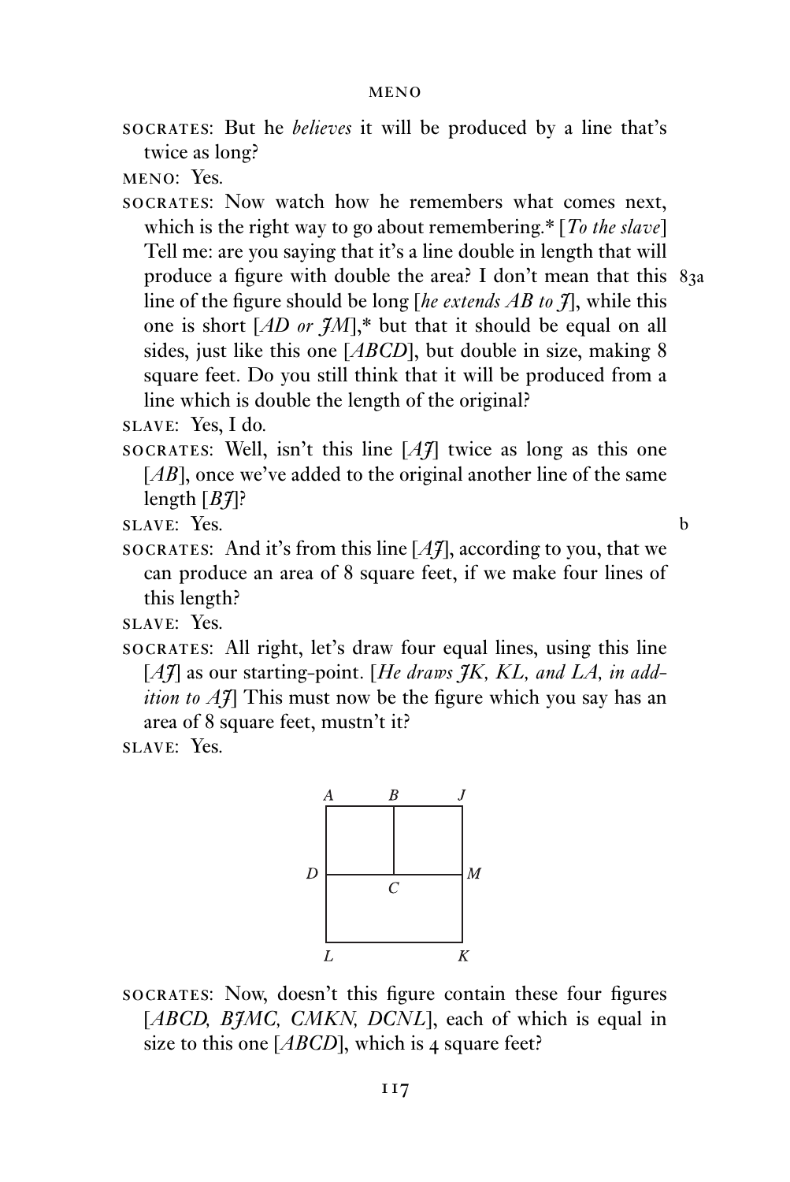SOCRATES: But he *believes* it will be produced by a line that's twice as long?

MENO: Yes.

SOCRATES: Now watch how he remembers what comes next, which is the right way to go about remembering.* [*To the slave*] Tell me: are you saying that it's a line double in length that will produce a figure with double the area? I don't mean that this line of the figure should be long [*he extends AB to J*], while this one is short [*AD or JM*],* but that it should be equal on all sides, just like this one [*ABCD*], but double in size, making 8 square feet. Do you still think that it will be produced from a line which is double the length of the original? 83a

SLAVE: Yes, I do.

SOCRATES: Well, isn't this line [*AJ*] twice as long as this one [*AB*], once we've added to the original another line of the same length [*BJ*]?

SLAVE: Yes. b

SOCRATES: And it's from this line [*AJ*], according to you, that we can produce an area of 8 square feet, if we make four lines of this length?

SLAVE: Yes.

SOCRATES: All right, let's draw four equal lines, using this line [*AJ*] as our starting-point. [*He draws JK, KL, and LA, in addition to AJ*] This must now be the figure which you say has an area of 8 square feet, mustn't it?

SLAVE: Yes.

SOCRATES: Now, doesn't this figure contain these four figures [*ABCD, BJMC, CMKN, DCNL*], each of which is equal in size to this one [*ABCD*], which is 4 square feet?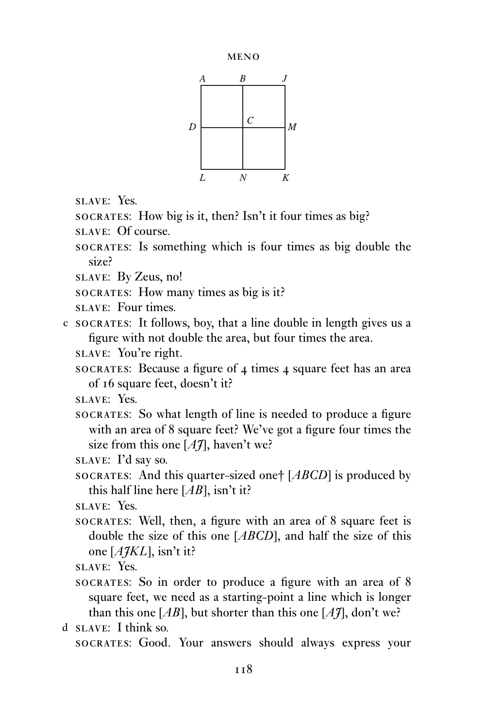SLAVE: Yes.

SOCRATES: How big is it, then? Isn't it four times as big?

SLAVE: Of course.

SOCRATES: Is something which is four times as big double the size?

SLAVE: By Zeus, no!

SOCRATES: How many times as big is it?

SLAVE: Four times.

c SOCRATES: It follows, boy, that a line double in length gives us a figure with not double the area, but four times the area.

SLAVE: You're right.

SOCRATES: Because a figure of 4 times 4 square feet has an area of 16 square feet, doesn't it?

SLAVE: Yes.

SOCRATES: So what length of line is needed to produce a figure with an area of 8 square feet? We've got a figure four times the size from this one [*AJ*], haven't we?

SLAVE: I'd say so.

SOCRATES: And this quarter-sized one† [*ABCD*] is produced by this half line here [*AB*], isn't it?

SLAVE: Yes.

SOCRATES: Well, then, a figure with an area of 8 square feet is double the size of this one [*ABCD*], and half the size of this one [*AJKL*], isn't it?

SLAVE: Yes.

SOCRATES: So in order to produce a figure with an area of 8 square feet, we need as a starting-point a line which is longer than this one [*AB*], but shorter than this one [*AJ*], don't we?

d SLAVE: I think so.

SOCRATES: Good. Your answers should always express your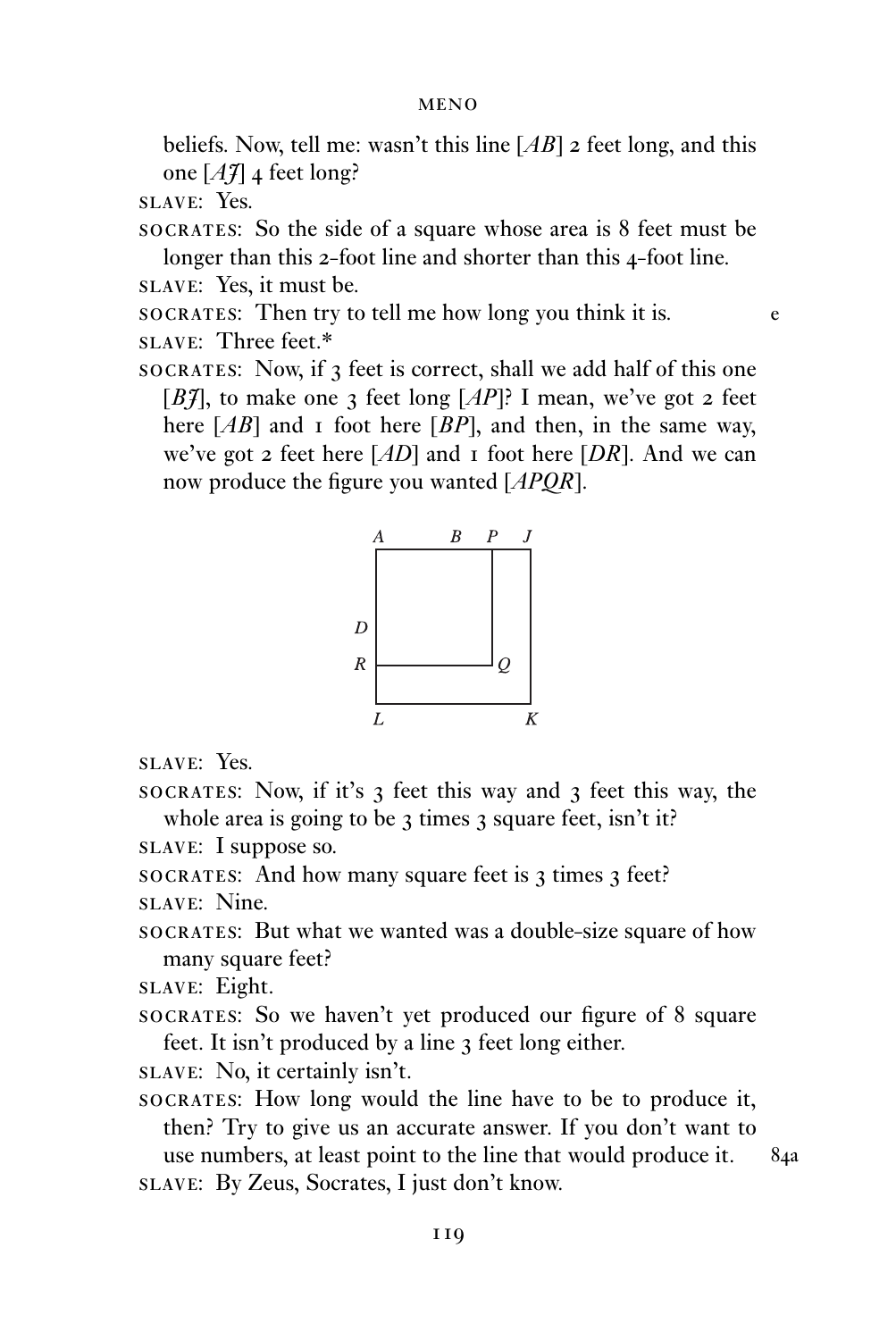beliefs. Now, tell me: wasn't this line [*AB*] 2 feet long, and this one [*AJ*] 4 feet long?

SLAVE: Yes.

SOCRATES: So the side of a square whose area is 8 feet must be longer than this 2-foot line and shorter than this 4-foot line.

SLAVE: Yes, it must be.

SOCRATES: Then try to tell me how long you think it is. e

SLAVE: Three feet.*

SOCRATES: Now, if 3 feet is correct, shall we add half of this one [*BJ*], to make one 3 feet long [*AP*]? I mean, we've got 2 feet here [*AB*] and 1 foot here [*BP*], and then, in the same way, we've got 2 feet here [*AD*] and 1 foot here [*DR*]. And we can now produce the figure you wanted [*APQR*].

SLAVE: Yes.

SOCRATES: Now, if it's 3 feet this way and 3 feet this way, the whole area is going to be 3 times 3 square feet, isn't it?

SLAVE: I suppose so.

SOCRATES: And how many square feet is 3 times 3 feet?

SLAVE: Nine.

SOCRATES: But what we wanted was a double-size square of how many square feet?

SLAVE: Eight.

SOCRATES: So we haven't yet produced our figure of 8 square feet. It isn't produced by a line 3 feet long either.

SLAVE: No, it certainly isn't.

SOCRATES: How long would the line have to be to produce it, then? Try to give us an accurate answer. If you don't want to use numbers, at least point to the line that would produce it. 84a

SLAVE: By Zeus, Socrates, I just don't know.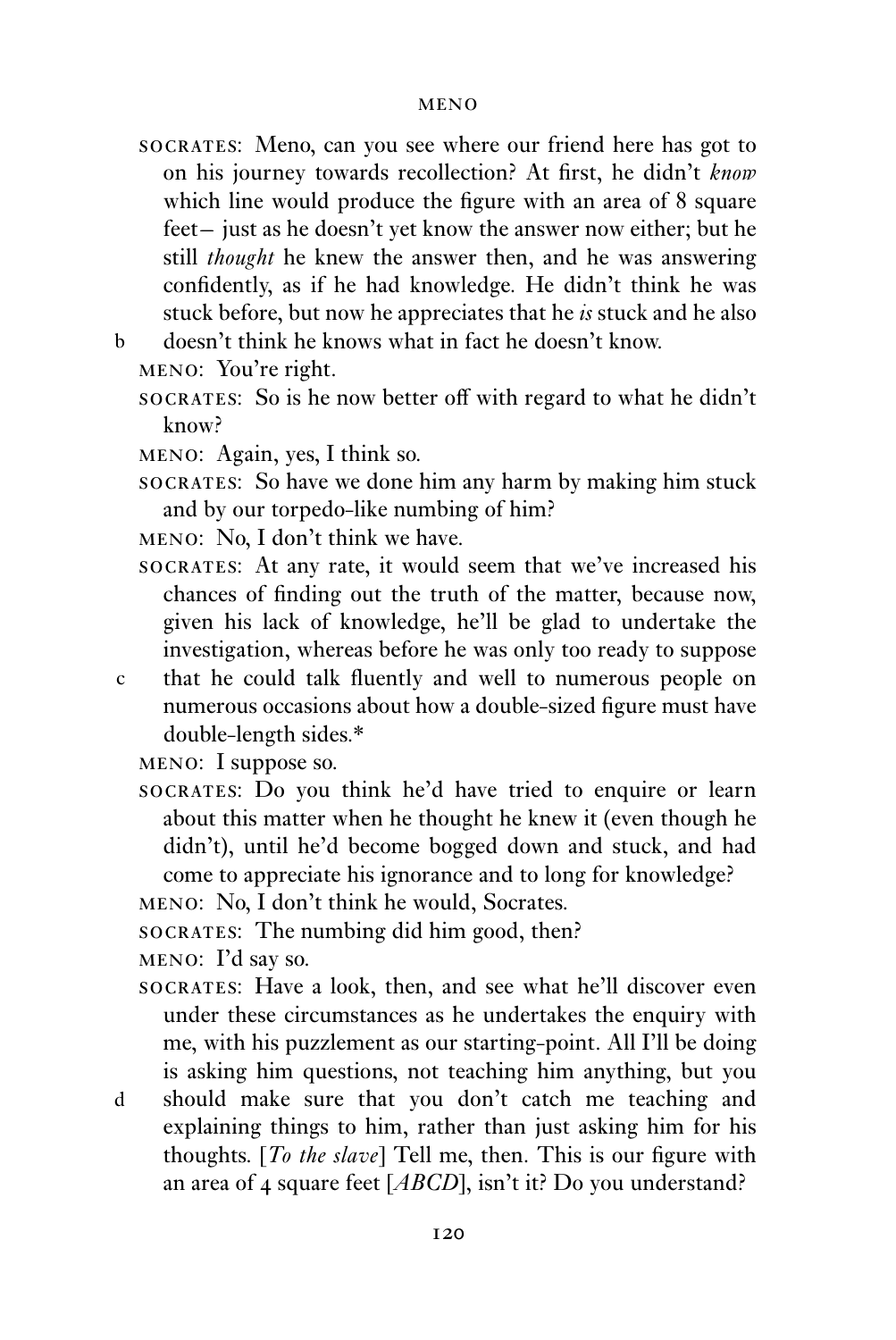SOCRATES: Meno, can you see where our friend here has got to on his journey towards recollection? At first, he didn't *know* which line would produce the figure with an area of 8 square feet— just as he doesn't yet know the answer now either; but he still *thought* he knew the answer then, and he was answering confidently, as if he had knowledge. He didn't think he was stuck before, but now he appreciates that he *is* stuck and he also doesn't think he knows what in fact he doesn't know.

MENO: You're right.

SOCRATES: So is he now better off with regard to what he didn't know?

MENO: Again, yes, I think so.

SOCRATES: So have we done him any harm by making him stuck and by our torpedo-like numbing of him?

MENO: No, I don't think we have.

SOCRATES: At any rate, it would seem that we've increased his chances of finding out the truth of the matter, because now, given his lack of knowledge, he'll be glad to undertake the investigation, whereas before he was only too ready to suppose that he could talk fluently and well to numerous people on numerous occasions about how a double-sized figure must have double-length sides.*

MENO: I suppose so.

SOCRATES: Do you think he'd have tried to enquire or learn about this matter when he thought he knew it (even though he didn't), until he'd become bogged down and stuck, and had come to appreciate his ignorance and to long for knowledge?

MENO: No, I don't think he would, Socrates.

SOCRATES: The numbing did him good, then?

MENO: I'd say so.

SOCRATES: Have a look, then, and see what he'll discover even under these circumstances as he undertakes the enquiry with me, with his puzzlement as our starting-point. All I'll be doing is asking him questions, not teaching him anything, but you should make sure that you don't catch me teaching and explaining things to him, rather than just asking him for his thoughts. [*To the slave*] Tell me, then. This is our figure with an area of 4 square feet [*ABCD*], isn't it? Do you understand?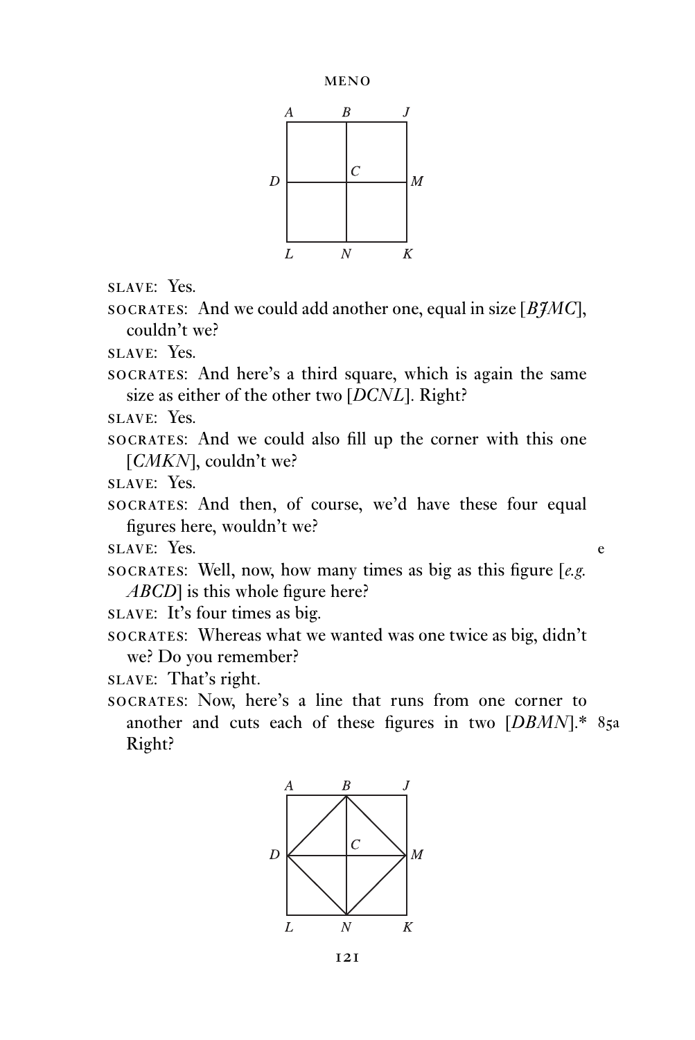SLAVE: Yes.

SOCRATES: And we could add another one, equal in size [*BJMC*], couldn't we?

SLAVE: Yes.

SOCRATES: And here's a third square, which is again the same size as either of the other two [*DCNL*]. Right?

SLAVE: Yes.

SOCRATES: And we could also fill up the corner with this one [*CMKN*], couldn't we?

SLAVE: Yes.

SOCRATES: And then, of course, we'd have these four equal figures here, wouldn't we?

SLAVE: Yes. e

SOCRATES: Well, now, how many times as big as this figure [*e.g. ABCD*] is this whole figure here?

SLAVE: It's four times as big.

SOCRATES: Whereas what we wanted was one twice as big, didn't we? Do you remember?

SLAVE: That's right.

SOCRATES: Now, here's a line that runs from one corner to another and cuts each of these figures in two [*DBMN*].* 85a Right?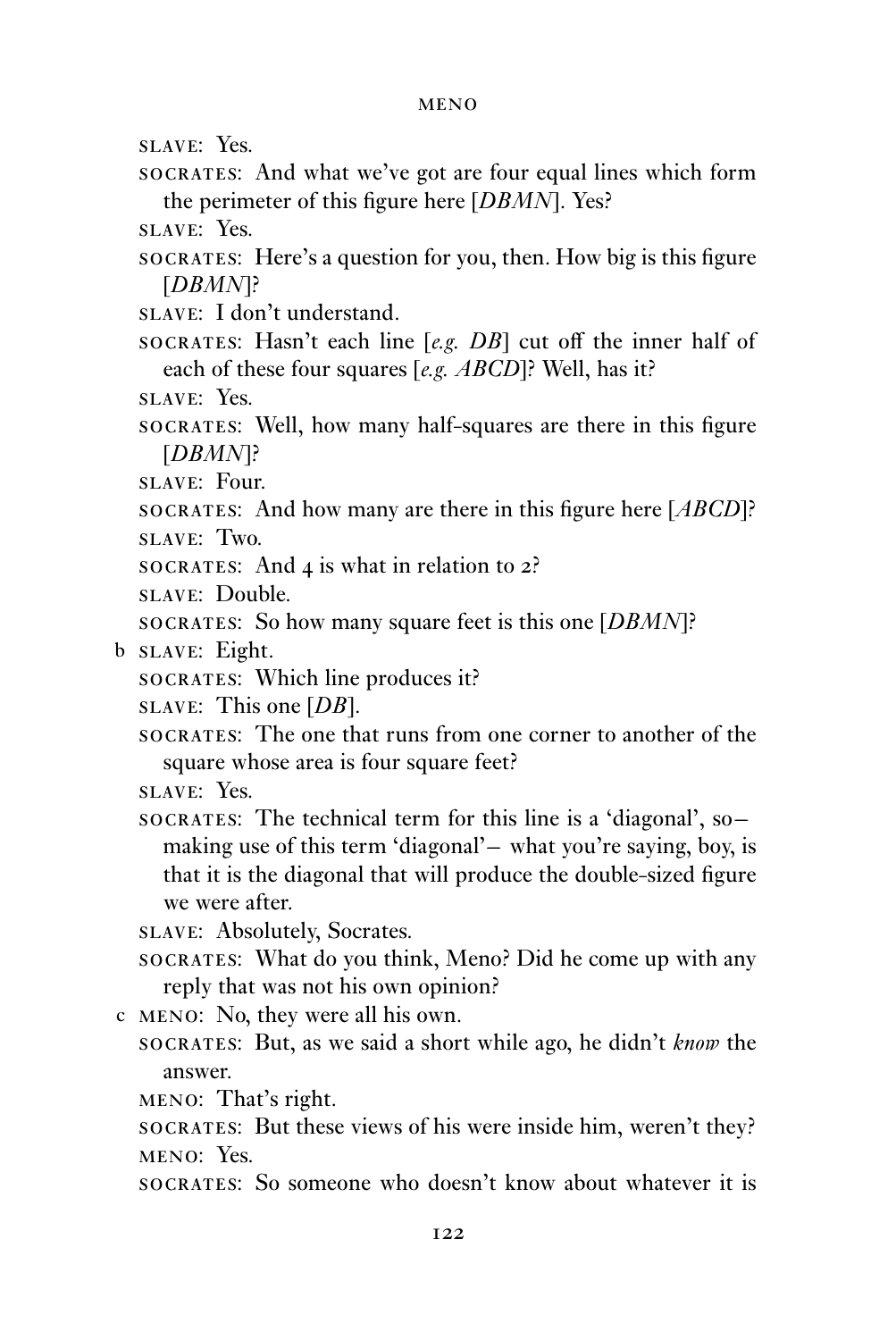SLAVE: Yes.

SOCRATES: And what we've got are four equal lines which form the perimeter of this figure here [*DBMN*]. Yes?

SLAVE: Yes.

SOCRATES: Here's a question for you, then. How big is this figure [*DBMN*]?

SLAVE: I don't understand.

SOCRATES: Hasn't each line [*e.g. DB*] cut off the inner half of each of these four squares [*e.g. ABCD*]? Well, has it?

SLAVE: Yes.

SOCRATES: Well, how many half-squares are there in this figure [*DBMN*]?

SLAVE: Four.

SOCRATES: And how many are there in this figure here [*ABCD*]?

SLAVE: Two.

SOCRATES: And 4 is what in relation to 2?

SLAVE: Double.

SOCRATES: So how many square feet is this one [*DBMN*]?

b SLAVE: Eight.

SOCRATES: Which line produces it?

SLAVE: This one [*DB*].

SOCRATES: The one that runs from one corner to another of the square whose area is four square feet?

SLAVE: Yes.

SOCRATES: The technical term for this line is a 'diagonal', so—making use of this term 'diagonal'— what you're saying, boy, is that it is the diagonal that will produce the double-sized figure we were after.

SLAVE: Absolutely, Socrates.

SOCRATES: What do you think, Meno? Did he come up with any reply that was not his own opinion?

c MENO: No, they were all his own.

SOCRATES: But, as we said a short while ago, he didn't *know* the answer.

MENO: That's right.

SOCRATES: But these views of his were inside him, weren't they?

MENO: Yes.

SOCRATES: So someone who doesn't know about whatever it is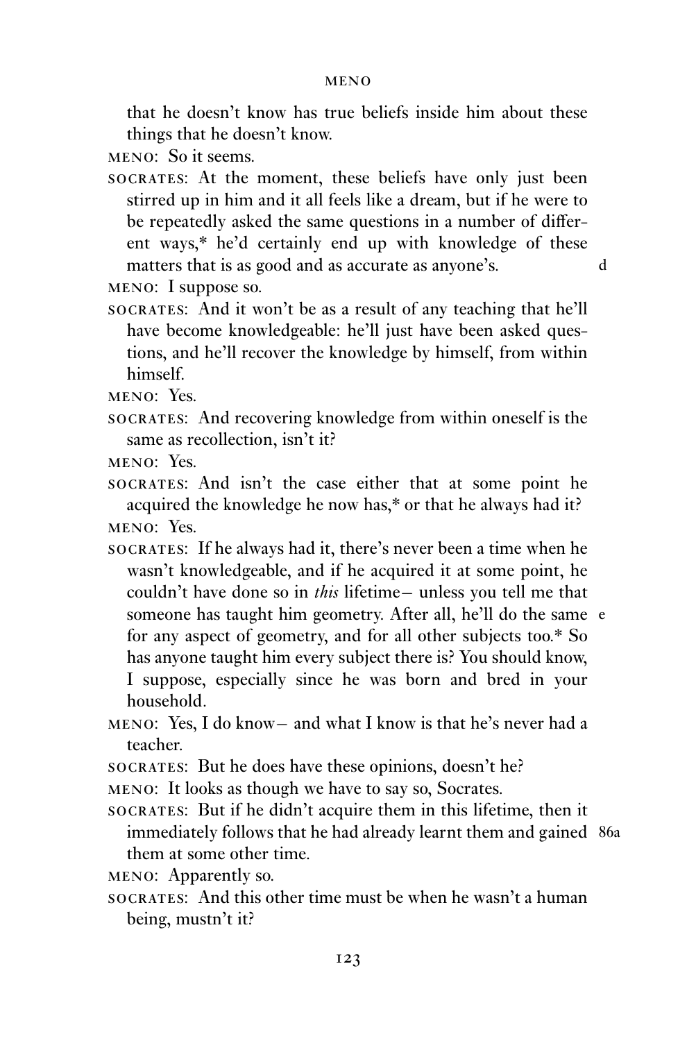that he doesn't know has true beliefs inside him about these things that he doesn't know.

MENO: So it seems.

SOCRATES: At the moment, these beliefs have only just been stirred up in him and it all feels like a dream, but if he were to be repeatedly asked the same questions in a number of different ways,* he'd certainly end up with knowledge of these matters that is as good and as accurate as anyone's. d

MENO: I suppose so.

SOCRATES: And it won't be as a result of any teaching that he'll have become knowledgeable: he'll just have been asked questions, and he'll recover the knowledge by himself, from within himself.

MENO: Yes.

SOCRATES: And recovering knowledge from within oneself is the same as recollection, isn't it?

MENO: Yes.

SOCRATES: And isn't the case either that at some point he acquired the knowledge he now has,* or that he always had it?

MENO: Yes.

SOCRATES: If he always had it, there's never been a time when he wasn't knowledgeable, and if he acquired it at some point, he couldn't have done so in *this* lifetime— unless you tell me that someone has taught him geometry. After all, he'll do the same e for any aspect of geometry, and for all other subjects too.* So has anyone taught him every subject there is? You should know, I suppose, especially since he was born and bred in your household.

MENO: Yes, I do know— and what I know is that he's never had a teacher.

SOCRATES: But he does have these opinions, doesn't he?

MENO: It looks as though we have to say so, Socrates.

SOCRATES: But if he didn't acquire them in this lifetime, then it immediately follows that he had already learnt them and gained 86a them at some other time.

MENO: Apparently so.

SOCRATES: And this other time must be when he wasn't a human being, mustn't it?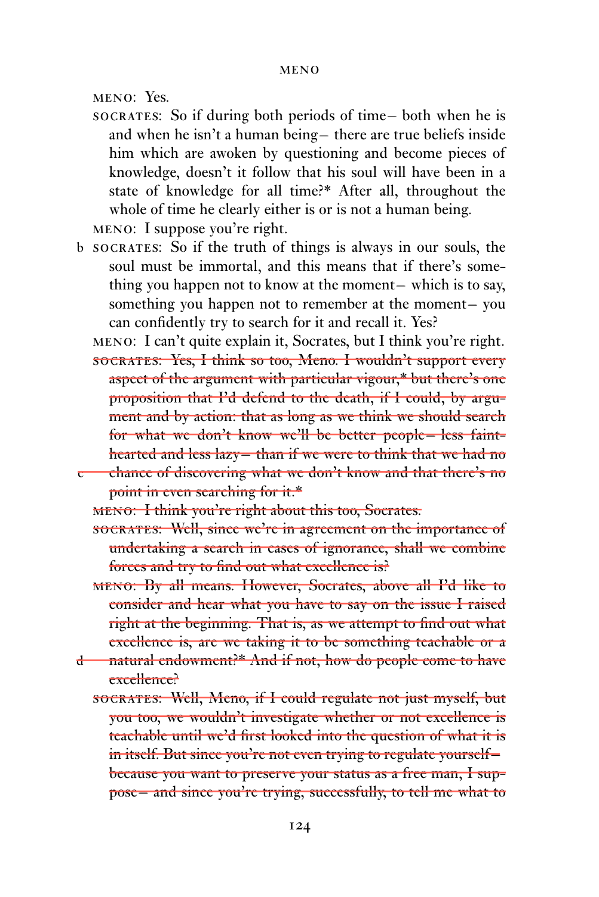MENO: Yes.

SOCRATES: So if during both periods of time– both when he is and when he isn't a human being– there are true beliefs inside him which are awoken by questioning and become pieces of knowledge, doesn't it follow that his soul will have been in a state of knowledge for all time?* After all, throughout the whole of time he clearly either is or is not a human being.

MENO: I suppose you're right.

b SOCRATES: So if the truth of things is always in our souls, the soul must be immortal, and this means that if there's something you happen not to know at the moment– which is to say, something you happen not to remember at the moment– you can confidently try to search for it and recall it. Yes?

MENO: I can't quite explain it, Socrates, but I think you're right.

~~SOCRATES: Yes, I think so too, Meno. I wouldn't support every aspect of the argument with particular vigour,* but there's one proposition that I'd defend to the death, if I could, by argument and by action: that as long as we think we should search for what we don't know we'll be better people– less faint-hearted and less lazy– than if we were to think that we had no~~ c ~~chance of discovering what we don't know and that there's no point in even searching for it.*~~

~~MENO: I think you're right about this too, Socrates.~~

~~SOCRATES: Well, since we're in agreement on the importance of undertaking a search in cases of ignorance, shall we combine forces and try to find out what excellence is?~~

~~MENO: By all means. However, Socrates, above all I'd like to consider and hear what you have to say on the issue I raised right at the beginning. That is, as we attempt to find out what excellence is, are we taking it to be something teachable or a~~ d ~~natural endowment?* And if not, how do people come to have excellence?~~

~~SOCRATES: Well, Meno, if I could regulate not just myself, but you too, we wouldn't investigate whether or not excellence is teachable until we'd first looked into the question of what it is in itself. But since you're not even trying to regulate yourself– because you want to preserve your status as a free man, I suppose– and since you're trying, successfully, to tell me what to~~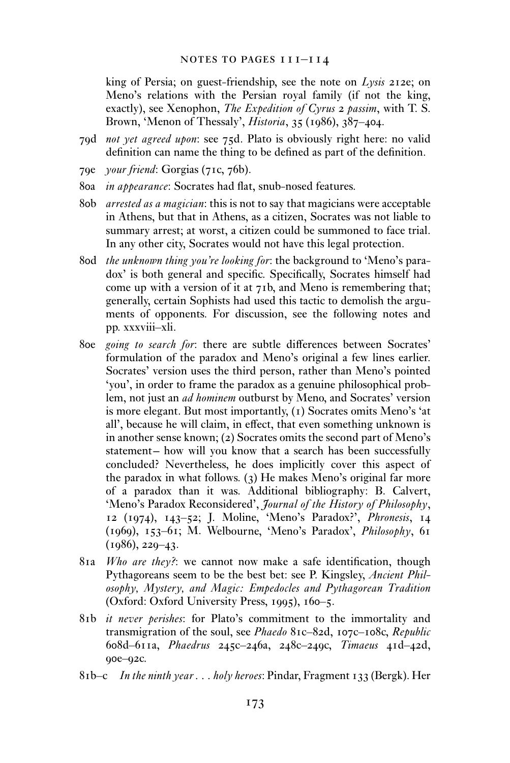king of Persia; on guest-friendship, see the note on *Lysis* 212e; on Meno's relations with the Persian royal family (if not the king, exactly), see Xenophon, *The Expedition of Cyrus* 2 *passim*, with T. S. Brown, 'Menon of Thessaly', *Historia*, 35 (1986), 387–404.

79d *not yet agreed upon*: see 75d. Plato is obviously right here: no valid definition can name the thing to be defined as part of the definition.

79e *your friend*: Gorgias (71c, 76b).

80a *in appearance*: Socrates had flat, snub-nosed features.

80b *arrested as a magician*: this is not to say that magicians were acceptable in Athens, but that in Athens, as a citizen, Socrates was not liable to summary arrest; at worst, a citizen could be summoned to face trial. In any other city, Socrates would not have this legal protection.

80d *the unknown thing you're looking for*: the background to 'Meno's paradox' is both general and specific. Specifically, Socrates himself had come up with a version of it at 71b, and Meno is remembering that; generally, certain Sophists had used this tactic to demolish the arguments of opponents. For discussion, see the following notes and pp. xxxviii–xli.

80e *going to search for*: there are subtle differences between Socrates' formulation of the paradox and Meno's original a few lines earlier. Socrates' version uses the third person, rather than Meno's pointed 'you', in order to frame the paradox as a genuine philosophical problem, not just an *ad hominem* outburst by Meno, and Socrates' version is more elegant. But most importantly, (1) Socrates omits Meno's 'at all', because he will claim, in effect, that even something unknown is in another sense known; (2) Socrates omits the second part of Meno's statement— how will you know that a search has been successfully concluded? Nevertheless, he does implicitly cover this aspect of the paradox in what follows. (3) He makes Meno's original far more of a paradox than it was. Additional bibliography: B. Calvert, 'Meno's Paradox Reconsidered', *Journal of the History of Philosophy*, 12 (1974), 143–52; J. Moline, 'Meno's Paradox?', *Phronesis*, 14 (1969), 153–61; M. Welbourne, 'Meno's Paradox', *Philosophy*, 61 (1986), 229–43.

81a *Who are they?*: we cannot now make a safe identification, though Pythagoreans seem to be the best bet: see P. Kingsley, *Ancient Philosophy, Mystery, and Magic: Empedocles and Pythagorean Tradition* (Oxford: Oxford University Press, 1995), 160–5.

81b *it never perishes*: for Plato's commitment to the immortality and transmigration of the soul, see *Phaedo* 81c–82d, 107c–108c, *Republic* 608d–611a, *Phaedrus* 245c–246a, 248c–249c, *Timaeus* 41d–42d, 90e–92c.

81b–c *In the ninth year . . . holy heroes*: Pindar, Fragment 133 (Bergk). Her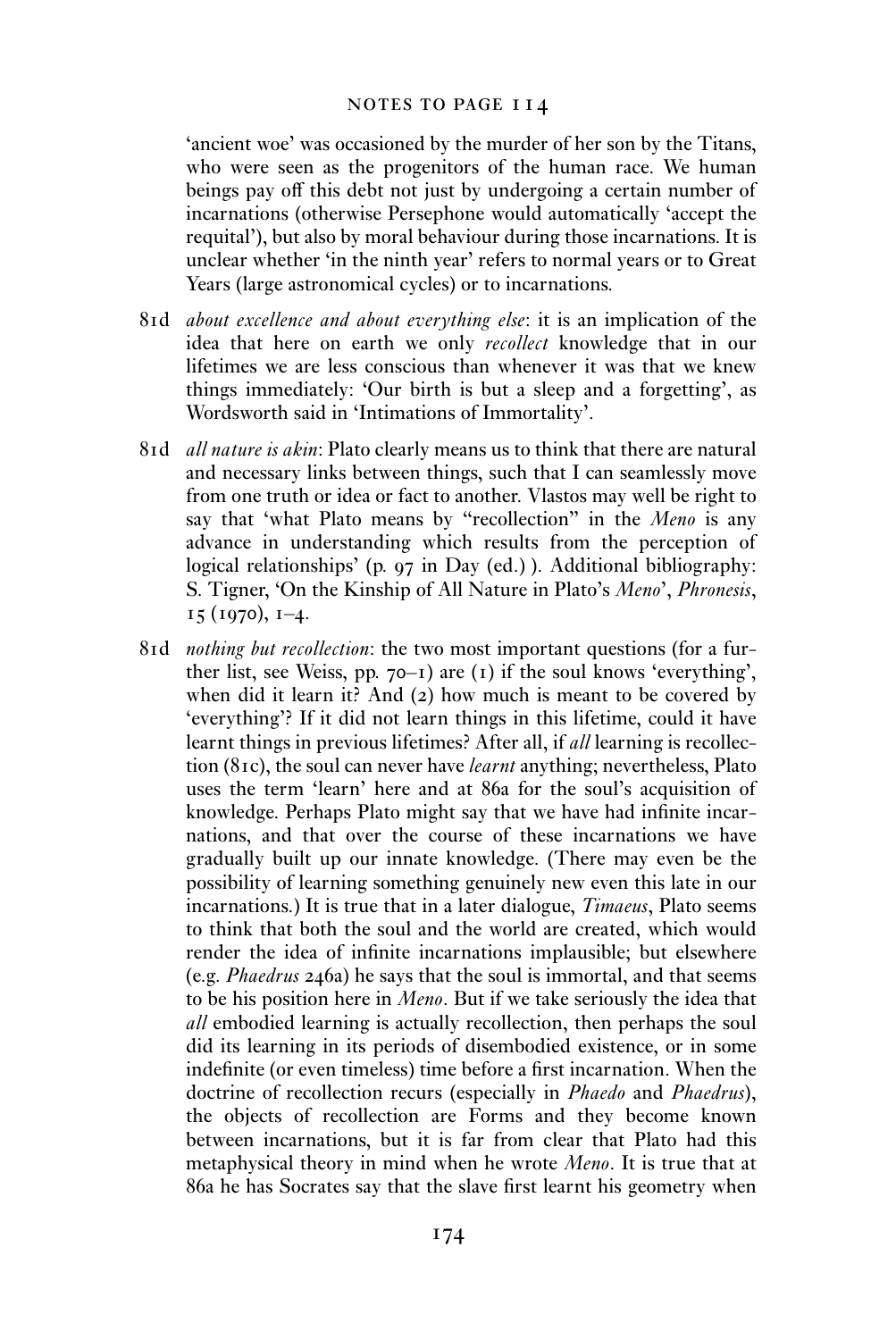'ancient woe' was occasioned by the murder of her son by the Titans, who were seen as the progenitors of the human race. We human beings pay off this debt not just by undergoing a certain number of incarnations (otherwise Persephone would automatically 'accept the requital'), but also by moral behaviour during those incarnations. It is unclear whether 'in the ninth year' refers to normal years or to Great Years (large astronomical cycles) or to incarnations.

81d *about excellence and about everything else*: it is an implication of the idea that here on earth we only *recollect* knowledge that in our lifetimes we are less conscious than whenever it was that we knew things immediately: 'Our birth is but a sleep and a forgetting', as Wordsworth said in 'Intimations of Immortality'.

81d *all nature is akin*: Plato clearly means us to think that there are natural and necessary links between things, such that I can seamlessly move from one truth or idea or fact to another. Vlastos may well be right to say that 'what Plato means by "recollection" in the *Meno* is any advance in understanding which results from the perception of logical relationships' (p. 97 in Day (ed.) ). Additional bibliography: S. Tigner, 'On the Kinship of All Nature in Plato's *Meno*', *Phronesis*, 15 (1970), 1–4.

81d *nothing but recollection*: the two most important questions (for a further list, see Weiss, pp. 70–1) are (1) if the soul knows 'everything', when did it learn it? And (2) how much is meant to be covered by 'everything'? If it did not learn things in this lifetime, could it have learnt things in previous lifetimes? After all, if *all* learning is recollection (81c), the soul can never have *learnt* anything; nevertheless, Plato uses the term 'learn' here and at 86a for the soul's acquisition of knowledge. Perhaps Plato might say that we have had infinite incarnations, and that over the course of these incarnations we have gradually built up our innate knowledge. (There may even be the possibility of learning something genuinely new even this late in our incarnations.) It is true that in a later dialogue, *Timaeus*, Plato seems to think that both the soul and the world are created, which would render the idea of infinite incarnations implausible; but elsewhere (e.g. *Phaedrus* 246a) he says that the soul is immortal, and that seems to be his position here in *Meno*. But if we take seriously the idea that *all* embodied learning is actually recollection, then perhaps the soul did its learning in its periods of disembodied existence, or in some indefinite (or even timeless) time before a first incarnation. When the doctrine of recollection recurs (especially in *Phaedo* and *Phaedrus*), the objects of recollection are Forms and they become known between incarnations, but it is far from clear that Plato had this metaphysical theory in mind when he wrote *Meno*. It is true that at 86a he has Socrates say that the slave first learnt his geometry when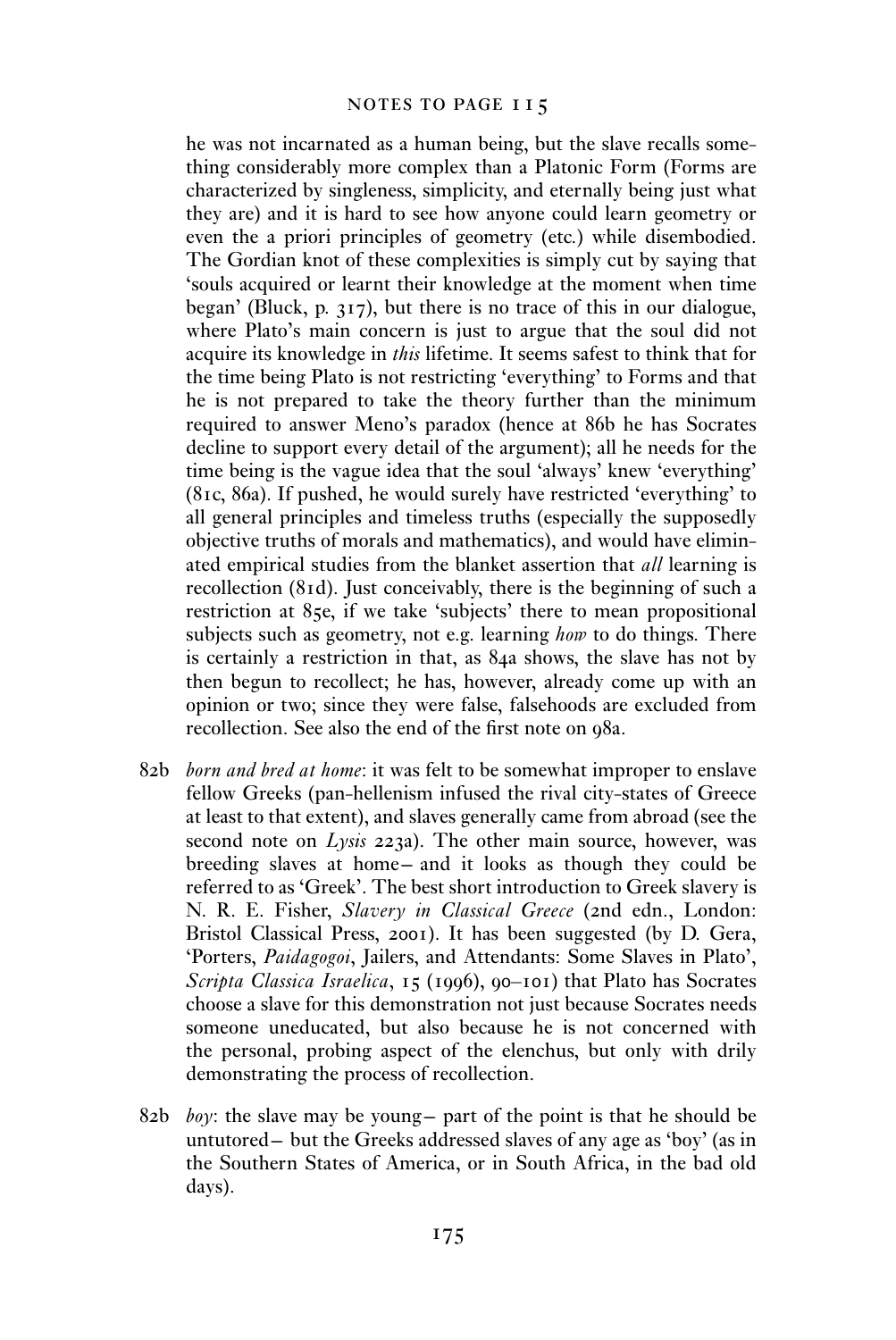he was not incarnated as a human being, but the slave recalls something considerably more complex than a Platonic Form (Forms are characterized by singleness, simplicity, and eternally being just what they are) and it is hard to see how anyone could learn geometry or even the a priori principles of geometry (etc.) while disembodied. The Gordian knot of these complexities is simply cut by saying that 'souls acquired or learnt their knowledge at the moment when time began' (Bluck, p. 317), but there is no trace of this in our dialogue, where Plato's main concern is just to argue that the soul did not acquire its knowledge in *this* lifetime. It seems safest to think that for the time being Plato is not restricting 'everything' to Forms and that he is not prepared to take the theory further than the minimum required to answer Meno's paradox (hence at 86b he has Socrates decline to support every detail of the argument); all he needs for the time being is the vague idea that the soul 'always' knew 'everything' (81c, 86a). If pushed, he would surely have restricted 'everything' to all general principles and timeless truths (especially the supposedly objective truths of morals and mathematics), and would have eliminated empirical studies from the blanket assertion that *all* learning is recollection (81d). Just conceivably, there is the beginning of such a restriction at 85e, if we take 'subjects' there to mean propositional subjects such as geometry, not e.g. learning *how* to do things. There is certainly a restriction in that, as 84a shows, the slave has not by then begun to recollect; he has, however, already come up with an opinion or two; since they were false, falsehoods are excluded from recollection. See also the end of the first note on 98a.

82b *born and bred at home*: it was felt to be somewhat improper to enslave fellow Greeks (pan-hellenism infused the rival city-states of Greece at least to that extent), and slaves generally came from abroad (see the second note on *Lysis* 223a). The other main source, however, was breeding slaves at home— and it looks as though they could be referred to as 'Greek'. The best short introduction to Greek slavery is N. R. E. Fisher, *Slavery in Classical Greece* (2nd edn., London: Bristol Classical Press, 2001). It has been suggested (by D. Gera, 'Porters, *Paidagogoi*, Jailers, and Attendants: Some Slaves in Plato', *Scripta Classica Israelica*, 15 (1996), 90–101) that Plato has Socrates choose a slave for this demonstration not just because Socrates needs someone uneducated, but also because he is not concerned with the personal, probing aspect of the elenchus, but only with drily demonstrating the process of recollection.

82b *boy*: the slave may be young— part of the point is that he should be untutored— but the Greeks addressed slaves of any age as 'boy' (as in the Southern States of America, or in South Africa, in the bad old days).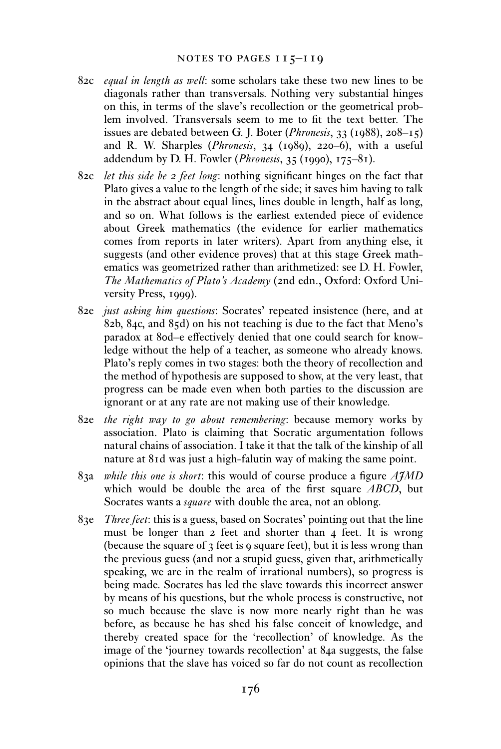82c *equal in length as well*: some scholars take these two new lines to be diagonals rather than transversals. Nothing very substantial hinges on this, in terms of the slave's recollection or the geometrical problem involved. Transversals seem to me to fit the text better. The issues are debated between G. J. Boter (*Phronesis*, 33 (1988), 208–15) and R. W. Sharples (*Phronesis*, 34 (1989), 220–6), with a useful addendum by D. H. Fowler (*Phronesis*, 35 (1990), 175–81).

82c *let this side be 2 feet long*: nothing significant hinges on the fact that Plato gives a value to the length of the side; it saves him having to talk in the abstract about equal lines, lines double in length, half as long, and so on. What follows is the earliest extended piece of evidence about Greek mathematics (the evidence for earlier mathematics comes from reports in later writers). Apart from anything else, it suggests (and other evidence proves) that at this stage Greek mathematics was geometrized rather than arithmetized: see D. H. Fowler, *The Mathematics of Plato's Academy* (2nd edn., Oxford: Oxford University Press, 1999).

82e *just asking him questions*: Socrates' repeated insistence (here, and at 82b, 84c, and 85d) on his not teaching is due to the fact that Meno's paradox at 80d–e effectively denied that one could search for knowledge without the help of a teacher, as someone who already knows. Plato's reply comes in two stages: both the theory of recollection and the method of hypothesis are supposed to show, at the very least, that progress can be made even when both parties to the discussion are ignorant or at any rate are not making use of their knowledge.

82e *the right way to go about remembering*: because memory works by association. Plato is claiming that Socratic argumentation follows natural chains of association. I take it that the talk of the kinship of all nature at 81d was just a high-falutin way of making the same point.

83a *while this one is short*: this would of course produce a figure *AJMD* which would be double the area of the first square *ABCD*, but Socrates wants a *square* with double the area, not an oblong.

83e *Three feet*: this is a guess, based on Socrates' pointing out that the line must be longer than 2 feet and shorter than 4 feet. It is wrong (because the square of 3 feet is 9 square feet), but it is less wrong than the previous guess (and not a stupid guess, given that, arithmetically speaking, we are in the realm of irrational numbers), so progress is being made. Socrates has led the slave towards this incorrect answer by means of his questions, but the whole process is constructive, not so much because the slave is now more nearly right than he was before, as because he has shed his false conceit of knowledge, and thereby created space for the 'recollection' of knowledge. As the image of the 'journey towards recollection' at 84a suggests, the false opinions that the slave has voiced so far do not count as recollection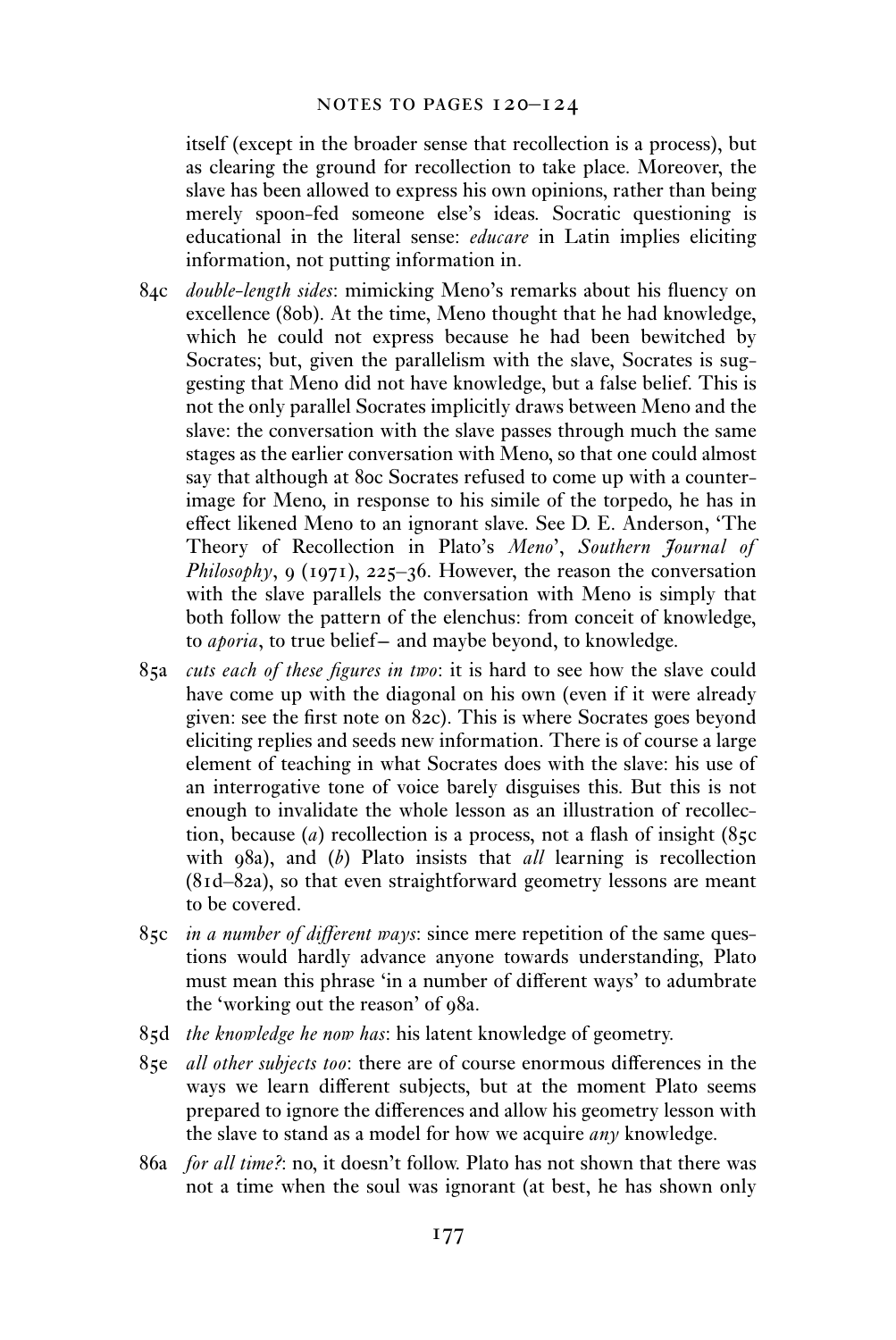itself (except in the broader sense that recollection is a process), but as clearing the ground for recollection to take place. Moreover, the slave has been allowed to express his own opinions, rather than being merely spoon-fed someone else's ideas. Socratic questioning is educational in the literal sense: *educare* in Latin implies eliciting information, not putting information in.

84c *double-length sides*: mimicking Meno's remarks about his fluency on excellence (80b). At the time, Meno thought that he had knowledge, which he could not express because he had been bewitched by Socrates; but, given the parallelism with the slave, Socrates is suggesting that Meno did not have knowledge, but a false belief. This is not the only parallel Socrates implicitly draws between Meno and the slave: the conversation with the slave passes through much the same stages as the earlier conversation with Meno, so that one could almost say that although at 80c Socrates refused to come up with a counter-image for Meno, in response to his simile of the torpedo, he has in effect likened Meno to an ignorant slave. See D. E. Anderson, 'The Theory of Recollection in Plato's *Meno*', *Southern Journal of Philosophy*, 9 (1971), 225–36. However, the reason the conversation with the slave parallels the conversation with Meno is simply that both follow the pattern of the elenchus: from conceit of knowledge, to *aporia*, to true belief— and maybe beyond, to knowledge.

85a *cuts each of these figures in two*: it is hard to see how the slave could have come up with the diagonal on his own (even if it were already given: see the first note on 82c). This is where Socrates goes beyond eliciting replies and seeds new information. There is of course a large element of teaching in what Socrates does with the slave: his use of an interrogative tone of voice barely disguises this. But this is not enough to invalidate the whole lesson as an illustration of recollection, because (*a*) recollection is a process, not a flash of insight (85c with 98a), and (*b*) Plato insists that *all* learning is recollection (81d–82a), so that even straightforward geometry lessons are meant to be covered.

85c *in a number of different ways*: since mere repetition of the same questions would hardly advance anyone towards understanding, Plato must mean this phrase 'in a number of different ways' to adumbrate the 'working out the reason' of 98a.

85d *the knowledge he now has*: his latent knowledge of geometry.

85e *all other subjects too*: there are of course enormous differences in the ways we learn different subjects, but at the moment Plato seems prepared to ignore the differences and allow his geometry lesson with the slave to stand as a model for how we acquire *any* knowledge.

86a *for all time?*: no, it doesn't follow. Plato has not shown that there was not a time when the soul was ignorant (at best, he has shown only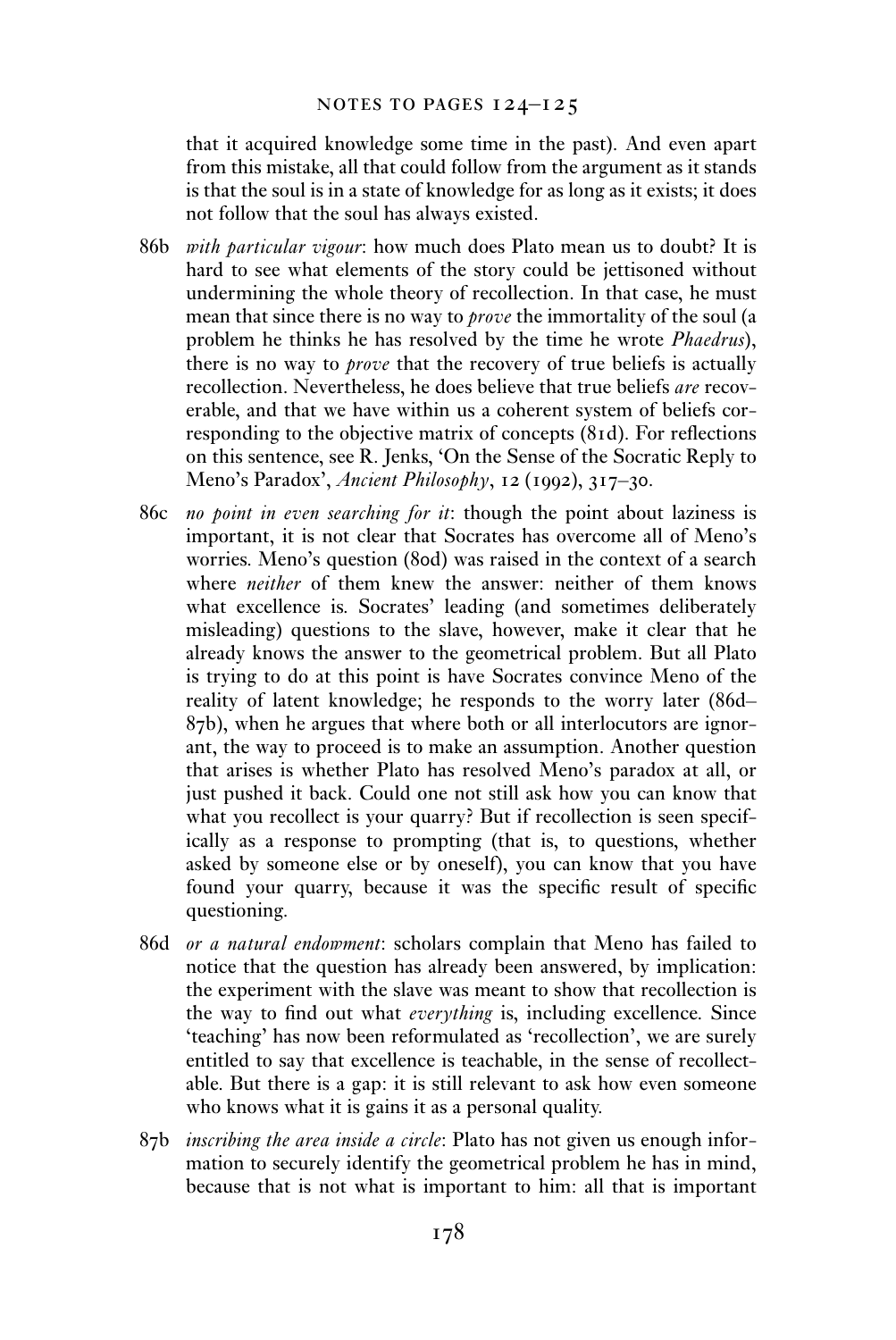that it acquired knowledge some time in the past). And even apart from this mistake, all that could follow from the argument as it stands is that the soul is in a state of knowledge for as long as it exists; it does not follow that the soul has always existed.

86b *with particular vigour*: how much does Plato mean us to doubt? It is hard to see what elements of the story could be jettisoned without undermining the whole theory of recollection. In that case, he must mean that since there is no way to *prove* the immortality of the soul (a problem he thinks he has resolved by the time he wrote *Phaedrus*), there is no way to *prove* that the recovery of true beliefs is actually recollection. Nevertheless, he does believe that true beliefs *are* recoverable, and that we have within us a coherent system of beliefs corresponding to the objective matrix of concepts (81d). For reflections on this sentence, see R. Jenks, 'On the Sense of the Socratic Reply to Meno's Paradox', *Ancient Philosophy*, 12 (1992), 317–30.

86c *no point in even searching for it*: though the point about laziness is important, it is not clear that Socrates has overcome all of Meno's worries. Meno's question (80d) was raised in the context of a search where *neither* of them knew the answer: neither of them knows what excellence is. Socrates' leading (and sometimes deliberately misleading) questions to the slave, however, make it clear that he already knows the answer to the geometrical problem. But all Plato is trying to do at this point is have Socrates convince Meno of the reality of latent knowledge; he responds to the worry later (86d–87b), when he argues that where both or all interlocutors are ignorant, the way to proceed is to make an assumption. Another question that arises is whether Plato has resolved Meno's paradox at all, or just pushed it back. Could one not still ask how you can know that what you recollect is your quarry? But if recollection is seen specifically as a response to prompting (that is, to questions, whether asked by someone else or by oneself), you can know that you have found your quarry, because it was the specific result of specific questioning.

86d *or a natural endowment*: scholars complain that Meno has failed to notice that the question has already been answered, by implication: the experiment with the slave was meant to show that recollection is the way to find out what *everything* is, including excellence. Since 'teaching' has now been reformulated as 'recollection', we are surely entitled to say that excellence is teachable, in the sense of recollectable. But there is a gap: it is still relevant to ask how even someone who knows what it is gains it as a personal quality.

87b *inscribing the area inside a circle*: Plato has not given us enough information to securely identify the geometrical problem he has in mind, because that is not what is important to him: all that is important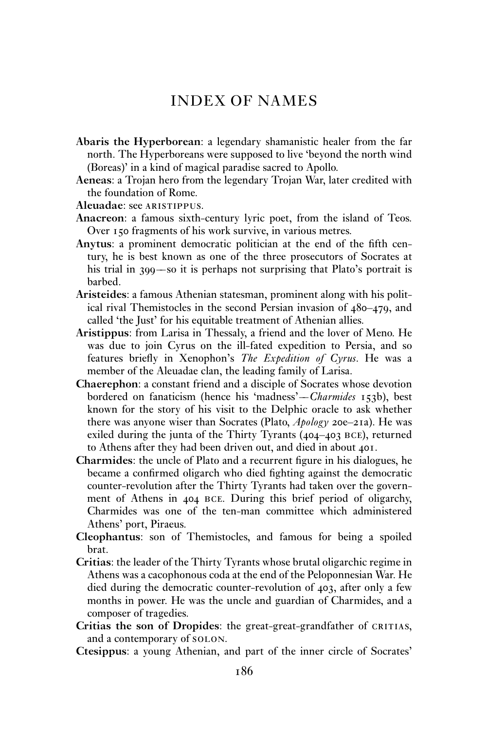# INDEX OF NAMES

**Abaris the Hyperborean**: a legendary shamanistic healer from the far north. The Hyperboreans were supposed to live 'beyond the north wind (Boreas)' in a kind of magical paradise sacred to Apollo.

**Aeneas**: a Trojan hero from the legendary Trojan War, later credited with the foundation of Rome.

**Aleuadae**: see ARISTIPPUS.

**Anacreon**: a famous sixth-century lyric poet, from the island of Teos. Over 150 fragments of his work survive, in various metres.

**Anytus**: a prominent democratic politician at the end of the fifth century, he is best known as one of the three prosecutors of Socrates at his trial in 399—so it is perhaps not surprising that Plato's portrait is barbed.

**Aristeides**: a famous Athenian statesman, prominent along with his political rival Themistocles in the second Persian invasion of 480–479, and called 'the Just' for his equitable treatment of Athenian allies.

**Aristippus**: from Larisa in Thessaly, a friend and the lover of Meno. He was due to join Cyrus on the ill-fated expedition to Persia, and so features briefly in Xenophon's *The Expedition of Cyrus*. He was a member of the Aleuadae clan, the leading family of Larisa.

**Chaerephon**: a constant friend and a disciple of Socrates whose devotion bordered on fanaticism (hence his 'madness'—*Charmides* 153b), best known for the story of his visit to the Delphic oracle to ask whether there was anyone wiser than Socrates (Plato, *Apology* 20e–21a). He was exiled during the junta of the Thirty Tyrants (404–403 BCE), returned to Athens after they had been driven out, and died in about 401.

**Charmides**: the uncle of Plato and a recurrent figure in his dialogues, he became a confirmed oligarch who died fighting against the democratic counter-revolution after the Thirty Tyrants had taken over the government of Athens in 404 BCE. During this brief period of oligarchy, Charmides was one of the ten-man committee which administered Athens' port, Piraeus.

**Cleophantus**: son of Themistocles, and famous for being a spoiled brat.

**Critias**: the leader of the Thirty Tyrants whose brutal oligarchic regime in Athens was a cacophonous coda at the end of the Peloponnesian War. He died during the democratic counter-revolution of 403, after only a few months in power. He was the uncle and guardian of Charmides, and a composer of tragedies.

**Critias the son of Dropides**: the great-great-grandfather of CRITIAS, and a contemporary of SOLON.

**Ctesippus**: a young Athenian, and part of the inner circle of Socrates'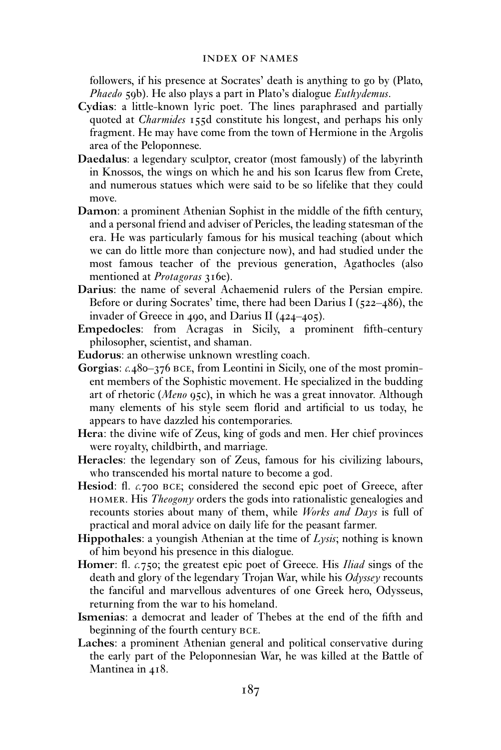followers, if his presence at Socrates' death is anything to go by (Plato, *Phaedo* 59b). He also plays a part in Plato's dialogue *Euthydemus*.

**Cydias**: a little-known lyric poet. The lines paraphrased and partially quoted at *Charmides* 155d constitute his longest, and perhaps his only fragment. He may have come from the town of Hermione in the Argolis area of the Peloponnese.

**Daedalus**: a legendary sculptor, creator (most famously) of the labyrinth in Knossos, the wings on which he and his son Icarus flew from Crete, and numerous statues which were said to be so lifelike that they could move.

**Damon**: a prominent Athenian Sophist in the middle of the fifth century, and a personal friend and adviser of Pericles, the leading statesman of the era. He was particularly famous for his musical teaching (about which we can do little more than conjecture now), and had studied under the most famous teacher of the previous generation, Agathocles (also mentioned at *Protagoras* 316e).

**Darius**: the name of several Achaemenid rulers of the Persian empire. Before or during Socrates' time, there had been Darius I (522–486), the invader of Greece in 490, and Darius II (424–405).

**Empedocles**: from Acragas in Sicily, a prominent fifth-century philosopher, scientist, and shaman.

**Eudorus**: an otherwise unknown wrestling coach.

**Gorgias**: *c.*480–376 BCE, from Leontini in Sicily, one of the most prominent members of the Sophistic movement. He specialized in the budding art of rhetoric (*Meno* 95c), in which he was a great innovator. Although many elements of his style seem florid and artificial to us today, he appears to have dazzled his contemporaries.

**Hera**: the divine wife of Zeus, king of gods and men. Her chief provinces were royalty, childbirth, and marriage.

**Heracles**: the legendary son of Zeus, famous for his civilizing labours, who transcended his mortal nature to become a god.

**Hesiod**: fl. *c.*700 BCE; considered the second epic poet of Greece, after HOMER. His *Theogony* orders the gods into rationalistic genealogies and recounts stories about many of them, while *Works and Days* is full of practical and moral advice on daily life for the peasant farmer.

**Hippothales**: a youngish Athenian at the time of *Lysis*; nothing is known of him beyond his presence in this dialogue.

**Homer**: fl. *c.*750; the greatest epic poet of Greece. His *Iliad* sings of the death and glory of the legendary Trojan War, while his *Odyssey* recounts the fanciful and marvellous adventures of one Greek hero, Odysseus, returning from the war to his homeland.

**Ismenias**: a democrat and leader of Thebes at the end of the fifth and beginning of the fourth century BCE.

**Laches**: a prominent Athenian general and political conservative during the early part of the Peloponnesian War, he was killed at the Battle of Mantinea in 418.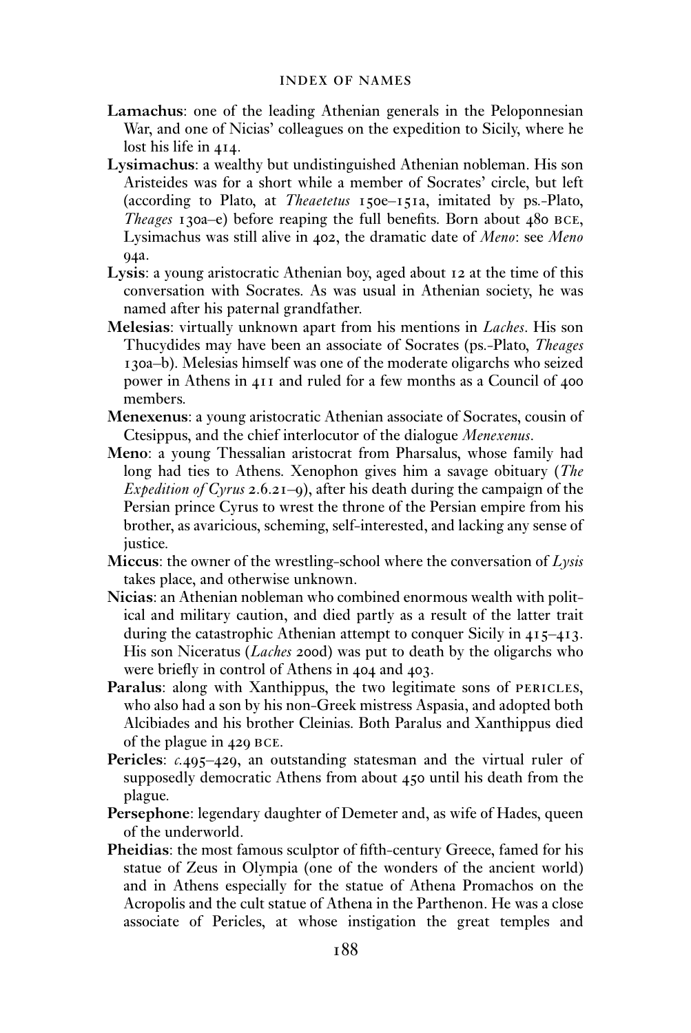**Lamachus**: one of the leading Athenian generals in the Peloponnesian War, and one of Nicias' colleagues on the expedition to Sicily, where he lost his life in 414.

**Lysimachus**: a wealthy but undistinguished Athenian nobleman. His son Aristeides was for a short while a member of Socrates' circle, but left (according to Plato, at *Theaetetus* 150e–151a, imitated by ps.-Plato, *Theages* 130a–e) before reaping the full benefits. Born about 480 BCE, Lysimachus was still alive in 402, the dramatic date of *Meno*: see *Meno* 94a.

**Lysis**: a young aristocratic Athenian boy, aged about 12 at the time of this conversation with Socrates. As was usual in Athenian society, he was named after his paternal grandfather.

**Melesias**: virtually unknown apart from his mentions in *Laches*. His son Thucydides may have been an associate of Socrates (ps.-Plato, *Theages* 130a–b). Melesias himself was one of the moderate oligarchs who seized power in Athens in 411 and ruled for a few months as a Council of 400 members.

**Menexenus**: a young aristocratic Athenian associate of Socrates, cousin of Ctesippus, and the chief interlocutor of the dialogue *Menexenus*.

**Meno**: a young Thessalian aristocrat from Pharsalus, whose family had long had ties to Athens. Xenophon gives him a savage obituary (*The Expedition of Cyrus* 2.6.21–9), after his death during the campaign of the Persian prince Cyrus to wrest the throne of the Persian empire from his brother, as avaricious, scheming, self-interested, and lacking any sense of justice.

**Miccus**: the owner of the wrestling-school where the conversation of *Lysis* takes place, and otherwise unknown.

**Nicias**: an Athenian nobleman who combined enormous wealth with political and military caution, and died partly as a result of the latter trait during the catastrophic Athenian attempt to conquer Sicily in 415–413. His son Niceratus (*Laches* 200d) was put to death by the oligarchs who were briefly in control of Athens in 404 and 403.

**Paralus**: along with Xanthippus, the two legitimate sons of PERICLES, who also had a son by his non-Greek mistress Aspasia, and adopted both Alcibiades and his brother Cleinias. Both Paralus and Xanthippus died of the plague in 429 BCE.

**Pericles**: *c.*495–429, an outstanding statesman and the virtual ruler of supposedly democratic Athens from about 450 until his death from the plague.

**Persephone**: legendary daughter of Demeter and, as wife of Hades, queen of the underworld.

**Pheidias**: the most famous sculptor of fifth-century Greece, famed for his statue of Zeus in Olympia (one of the wonders of the ancient world) and in Athens especially for the statue of Athena Promachos on the Acropolis and the cult statue of Athena in the Parthenon. He was a close associate of Pericles, at whose instigation the great temples and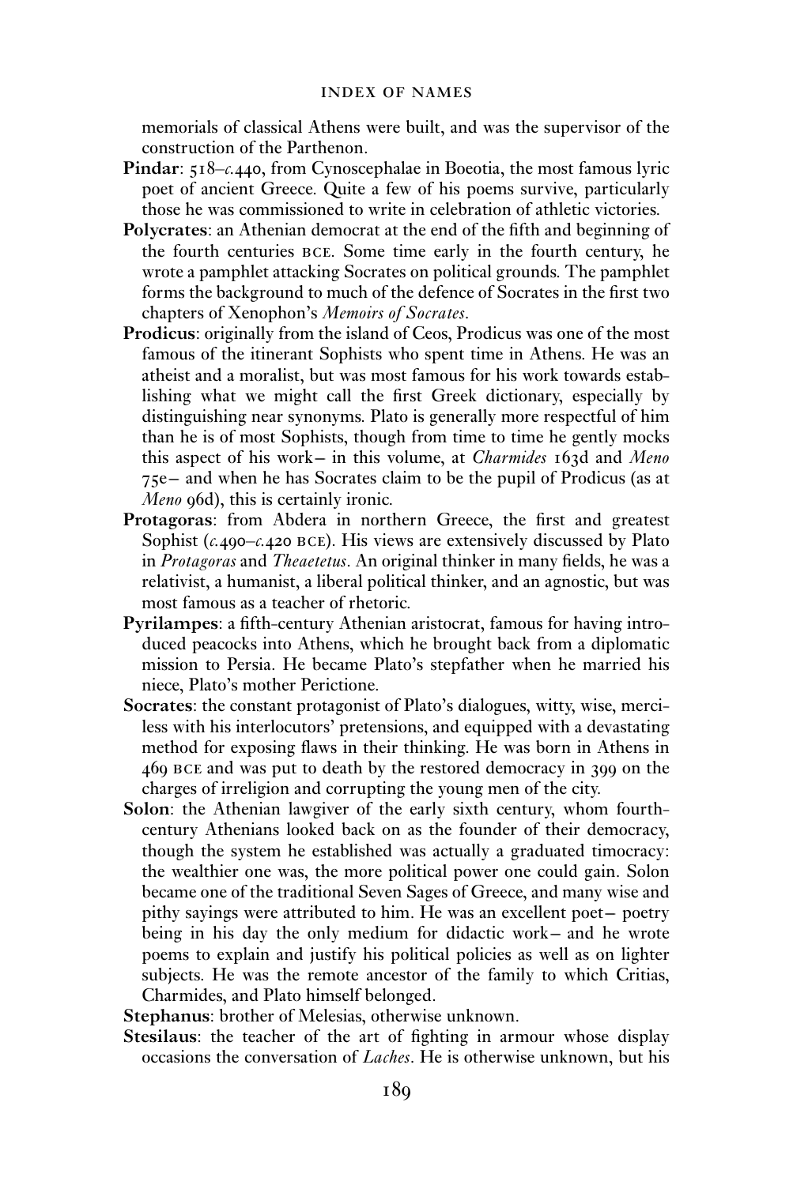memorials of classical Athens were built, and was the supervisor of the construction of the Parthenon.

**Pindar**: 518–*c.*440, from Cynoscephalae in Boeotia, the most famous lyric poet of ancient Greece. Quite a few of his poems survive, particularly those he was commissioned to write in celebration of athletic victories.

**Polycrates**: an Athenian democrat at the end of the fifth and beginning of the fourth centuries BCE. Some time early in the fourth century, he wrote a pamphlet attacking Socrates on political grounds. The pamphlet forms the background to much of the defence of Socrates in the first two chapters of Xenophon's *Memoirs of Socrates*.

**Prodicus**: originally from the island of Ceos, Prodicus was one of the most famous of the itinerant Sophists who spent time in Athens. He was an atheist and a moralist, but was most famous for his work towards establishing what we might call the first Greek dictionary, especially by distinguishing near synonyms. Plato is generally more respectful of him than he is of most Sophists, though from time to time he gently mocks this aspect of his work— in this volume, at *Charmides* 163d and *Meno* 75e— and when he has Socrates claim to be the pupil of Prodicus (as at *Meno* 96d), this is certainly ironic.

**Protagoras**: from Abdera in northern Greece, the first and greatest Sophist (*c.*490–*c.*420 BCE). His views are extensively discussed by Plato in *Protagoras* and *Theaetetus*. An original thinker in many fields, he was a relativist, a humanist, a liberal political thinker, and an agnostic, but was most famous as a teacher of rhetoric.

**Pyrilampes**: a fifth-century Athenian aristocrat, famous for having introduced peacocks into Athens, which he brought back from a diplomatic mission to Persia. He became Plato's stepfather when he married his niece, Plato's mother Perictione.

**Socrates**: the constant protagonist of Plato's dialogues, witty, wise, merciless with his interlocutors' pretensions, and equipped with a devastating method for exposing flaws in their thinking. He was born in Athens in 469 BCE and was put to death by the restored democracy in 399 on the charges of irreligion and corrupting the young men of the city.

**Solon**: the Athenian lawgiver of the early sixth century, whom fourth-century Athenians looked back on as the founder of their democracy, though the system he established was actually a graduated timocracy: the wealthier one was, the more political power one could gain. Solon became one of the traditional Seven Sages of Greece, and many wise and pithy sayings were attributed to him. He was an excellent poet— poetry being in his day the only medium for didactic work— and he wrote poems to explain and justify his political policies as well as on lighter subjects. He was the remote ancestor of the family to which Critias, Charmides, and Plato himself belonged.

**Stephanus**: brother of Melesias, otherwise unknown.

**Stesilaus**: the teacher of the art of fighting in armour whose display occasions the conversation of *Laches*. He is otherwise unknown, but his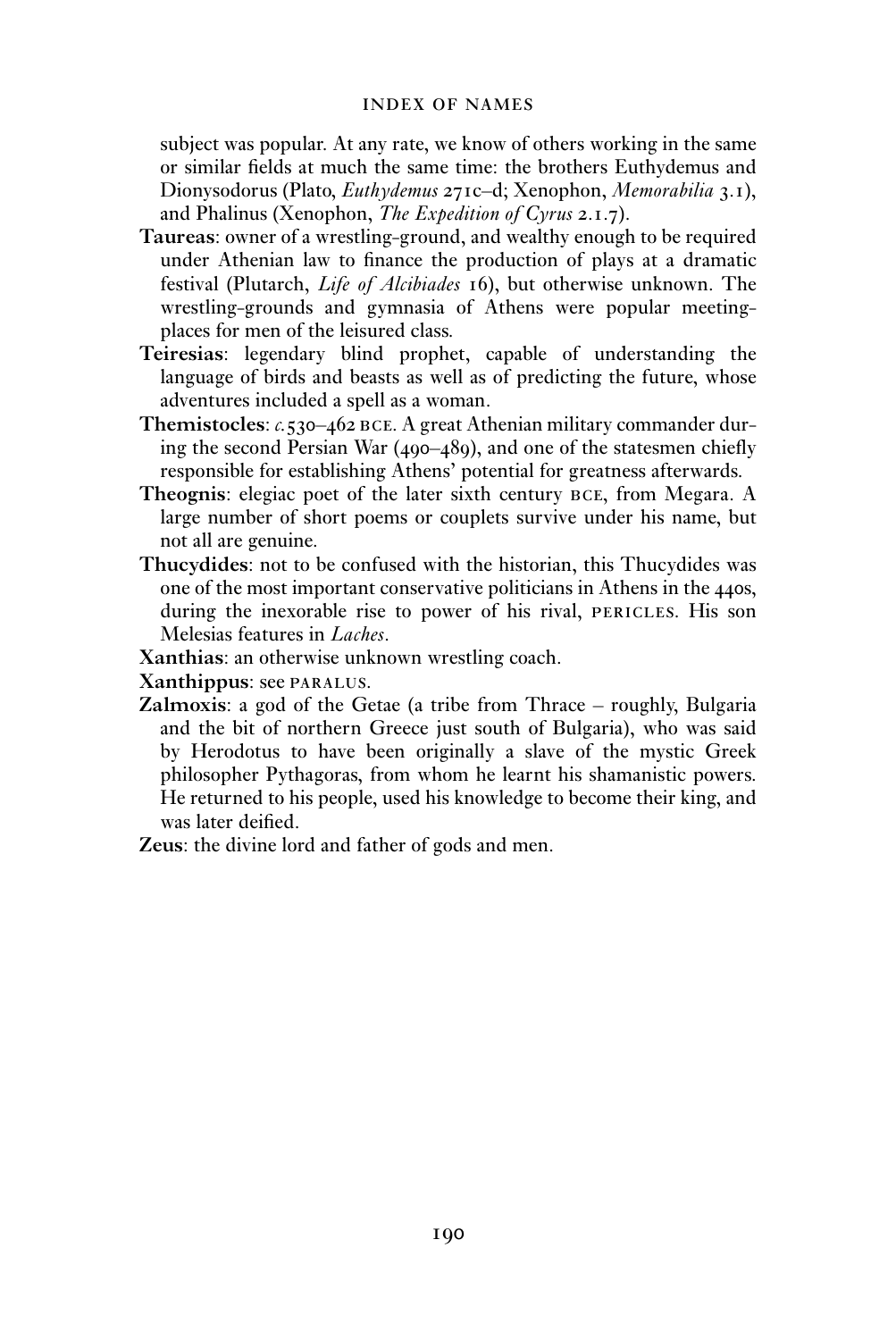subject was popular. At any rate, we know of others working in the same or similar fields at much the same time: the brothers Euthydemus and Dionysodorus (Plato, *Euthydemus* 271c–d; Xenophon, *Memorabilia* 3.1), and Phalinus (Xenophon, *The Expedition of Cyrus* 2.1.7).

**Taureas**: owner of a wrestling-ground, and wealthy enough to be required under Athenian law to finance the production of plays at a dramatic festival (Plutarch, *Life of Alcibiades* 16), but otherwise unknown. The wrestling-grounds and gymnasia of Athens were popular meeting-places for men of the leisured class.

**Teiresias**: legendary blind prophet, capable of understanding the language of birds and beasts as well as of predicting the future, whose adventures included a spell as a woman.

**Themistocles**: *c.*530–462 BCE. A great Athenian military commander during the second Persian War (490–489), and one of the statesmen chiefly responsible for establishing Athens' potential for greatness afterwards.

**Theognis**: elegiac poet of the later sixth century BCE, from Megara. A large number of short poems or couplets survive under his name, but not all are genuine.

**Thucydides**: not to be confused with the historian, this Thucydides was one of the most important conservative politicians in Athens in the 440s, during the inexorable rise to power of his rival, PERICLES. His son Melesias features in *Laches*.

**Xanthias**: an otherwise unknown wrestling coach.

**Xanthippus**: see PARALUS.

**Zalmoxis**: a god of the Getae (a tribe from Thrace – roughly, Bulgaria and the bit of northern Greece just south of Bulgaria), who was said by Herodotus to have been originally a slave of the mystic Greek philosopher Pythagoras, from whom he learnt his shamanistic powers. He returned to his people, used his knowledge to become their king, and was later deified.

**Zeus**: the divine lord and father of gods and men.